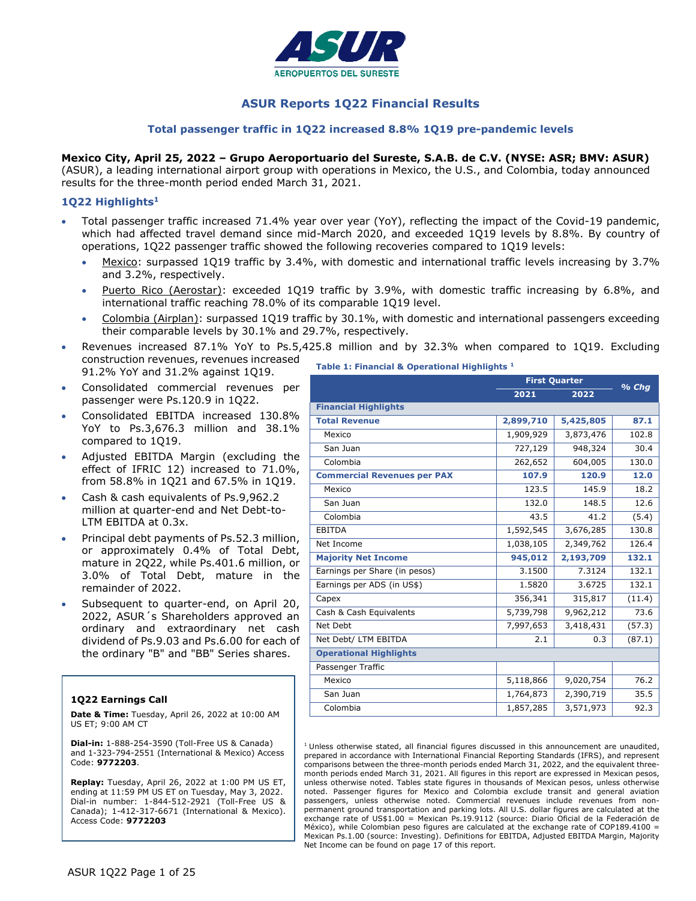# ASUR Reports 1Q22 Financial Results

### Total passenger traffic in 1Q22 increased 8.8% 1Q19 pre-pandemic levels

**Mexico City, April 25, 2022 – Grupo Aeroportuario del Sureste, S.A.B. de C.V. (NYSE: ASR; BMV: ASUR)** (ASUR), a leading international airport group with operations in Mexico, the U.S., and Colombia, today announced results for the three-month period ended March 31, 2021.

## 1Q22 Highlights[1]

- Total passenger traffic increased 71.4% year over year (YoY), reflecting the impact of the Covid-19 pandemic, which had affected travel demand since mid-March 2020, and exceeded 1Q19 levels by 8.8%. By country of operations, 1Q22 passenger traffic showed the following recoveries compared to 1Q19 levels:
  - Mexico: surpassed 1Q19 traffic by 3.4%, with domestic and international traffic levels increasing by 3.7% and 3.2%, respectively.
  - Puerto Rico (Aerostar): exceeded 1Q19 traffic by 3.9%, with domestic traffic increasing by 6.8%, and international traffic reaching 78.0% of its comparable 1Q19 level.
  - Colombia (Airplan): surpassed 1Q19 traffic by 30.1%, with domestic and international passengers exceeding their comparable levels by 30.1% and 29.7%, respectively.
- Revenues increased 87.1% YoY to Ps.5,425.8 million and by 32.3% when compared to 1Q19. Excluding construction revenues, revenues increased 91.2% YoY and 31.2% against 1Q19.
- Consolidated commercial revenues per passenger were Ps.120.9 in 1Q22.
- Consolidated EBITDA increased 130.8% YoY to Ps.3,676.3 million and 38.1% compared to 1Q19.
- Adjusted EBITDA Margin (excluding the effect of IFRIC 12) increased to 71.0%, from 58.8% in 1Q21 and 67.5% in 1Q19.
- Cash & cash equivalents of Ps.9,962.2 million at quarter-end and Net Debt-to-LTM EBITDA at 0.3x.
- Principal debt payments of Ps.52.3 million, or approximately 0.4% of Total Debt, mature in 2Q22, while Ps.401.6 million, or 3.0% of Total Debt, mature in the remainder of 2022.
- Subsequent to quarter-end, on April 20, 2022, ASUR´s Shareholders approved an ordinary and extraordinary net cash dividend of Ps.9.03 and Ps.6.00 for each of the ordinary "B" and "BB" Series shares.

**Table 1: Financial & Operational Highlights [1]**

| | First Quarter | | % Chg |
|---|---|---|---|
| | 2021 | 2022 | |
| **Financial Highlights** | | | |
| **Total Revenue** | **2,899,710** | **5,425,805** | **87.1** |
| Mexico | 1,909,929 | 3,873,476 | 102.8 |
| San Juan | 727,129 | 948,324 | 30.4 |
| Colombia | 262,652 | 604,005 | 130.0 |
| **Commercial Revenues per PAX** | **107.9** | **120.9** | **12.0** |
| Mexico | 123.5 | 145.9 | 18.2 |
| San Juan | 132.0 | 148.5 | 12.6 |
| Colombia | 43.5 | 41.2 | (5.4) |
| EBITDA | 1,592,545 | 3,676,285 | 130.8 |
| Net Income | 1,038,105 | 2,349,762 | 126.4 |
| **Majority Net Income** | **945,012** | **2,193,709** | **132.1** |
| Earnings per Share (in pesos) | 3.1500 | 7.3124 | 132.1 |
| Earnings per ADS (in US$) | 1.5820 | 3.6725 | 132.1 |
| Capex | 356,341 | 315,817 | (11.4) |
| Cash & Cash Equivalents | 5,739,798 | 9,962,212 | 73.6 |
| Net Debt | 7,997,653 | 3,418,431 | (57.3) |
| Net Debt/ LTM EBITDA | 2.1 | 0.3 | (87.1) |
| **Operational Highlights** | | | |
| Passenger Traffic | | | |
| Mexico | 5,118,866 | 9,020,754 | 76.2 |
| San Juan | 1,764,873 | 2,390,719 | 35.5 |
| Colombia | 1,857,285 | 3,571,973 | 92.3 |

[1] Unless otherwise stated, all financial figures discussed in this announcement are unaudited, prepared in accordance with International Financial Reporting Standards (IFRS), and represent comparisons between the three-month periods ended March 31, 2022, and the equivalent three-month periods ended March 31, 2021. All figures in this report are expressed in Mexican pesos, unless otherwise noted. Tables state figures in thousands of Mexican pesos, unless otherwise noted. Passenger figures for Mexico and Colombia exclude transit and general aviation passengers, unless otherwise noted. Commercial revenues include revenues from non-permanent ground transportation and parking lots. All U.S. dollar figures are calculated at the exchange rate of US$1.00 = Mexican Ps.19.9112 (source: Diario Oficial de la Federación de México), while Colombian peso figures are calculated at the exchange rate of COP189.4100 = Mexican Ps.1.00 (source: Investing). Definitions for EBITDA, Adjusted EBITDA Margin, Majority Net Income can be found on page 17 of this report.

**1Q22 Earnings Call**

**Date & Time:** Tuesday, April 26, 2022 at 10:00 AM US ET; 9:00 AM CT

**Dial-in:** 1-888-254-3590 (Toll-Free US & Canada) and 1-323-794-2551 (International & Mexico) Access Code: **9772203**.

**Replay:** Tuesday, April 26, 2022 at 1:00 PM US ET, ending at 11:59 PM US ET on Tuesday, May 3, 2022. Dial-in number: 1-844-512-2921 (Toll-Free US & Canada); 1-412-317-6671 (International & Mexico). Access Code: **9772203**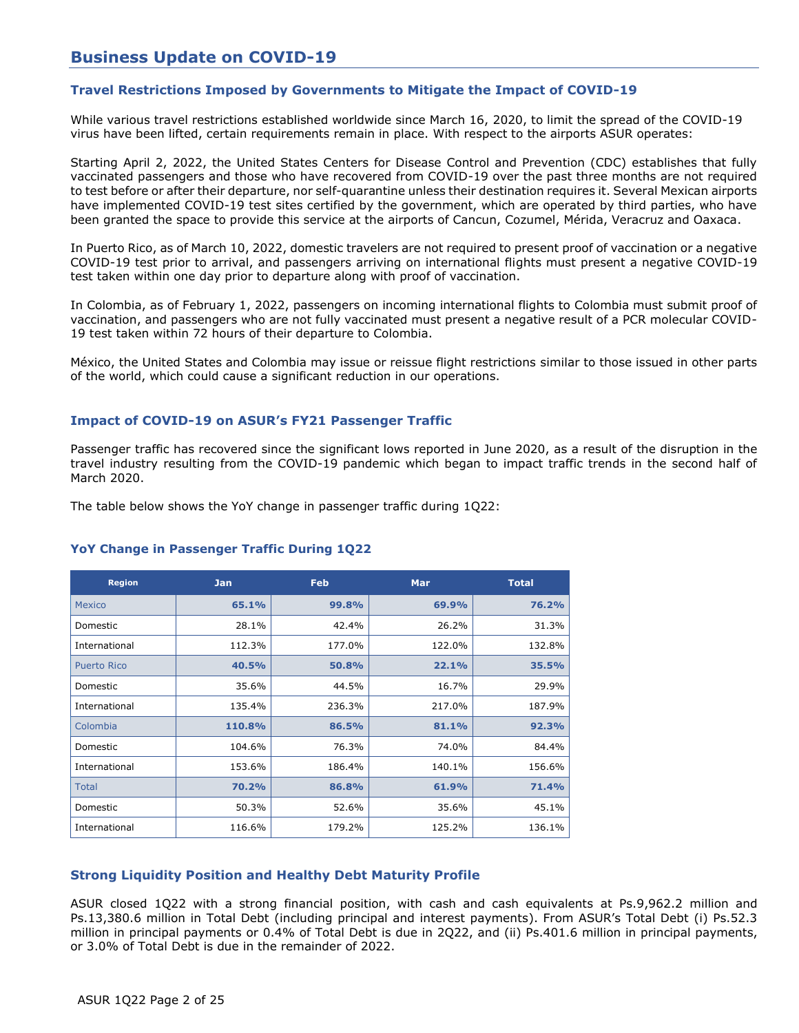# Business Update on COVID-19

## Travel Restrictions Imposed by Governments to Mitigate the Impact of COVID-19

While various travel restrictions established worldwide since March 16, 2020, to limit the spread of the COVID-19 virus have been lifted, certain requirements remain in place. With respect to the airports ASUR operates:

Starting April 2, 2022, the United States Centers for Disease Control and Prevention (CDC) establishes that fully vaccinated passengers and those who have recovered from COVID-19 over the past three months are not required to test before or after their departure, nor self-quarantine unless their destination requires it. Several Mexican airports have implemented COVID-19 test sites certified by the government, which are operated by third parties, who have been granted the space to provide this service at the airports of Cancun, Cozumel, Mérida, Veracruz and Oaxaca.

In Puerto Rico, as of March 10, 2022, domestic travelers are not required to present proof of vaccination or a negative COVID-19 test prior to arrival, and passengers arriving on international flights must present a negative COVID-19 test taken within one day prior to departure along with proof of vaccination.

In Colombia, as of February 1, 2022, passengers on incoming international flights to Colombia must submit proof of vaccination, and passengers who are not fully vaccinated must present a negative result of a PCR molecular COVID-19 test taken within 72 hours of their departure to Colombia.

México, the United States and Colombia may issue or reissue flight restrictions similar to those issued in other parts of the world, which could cause a significant reduction in our operations.

## Impact of COVID-19 on ASUR's FY21 Passenger Traffic

Passenger traffic has recovered since the significant lows reported in June 2020, as a result of the disruption in the travel industry resulting from the COVID-19 pandemic which began to impact traffic trends in the second half of March 2020.

The table below shows the YoY change in passenger traffic during 1Q22:

### YoY Change in Passenger Traffic During 1Q22

| Region | Jan | Feb | Mar | Total |
|---|---|---|---|---|
| **Mexico** | **65.1%** | **99.8%** | **69.9%** | **76.2%** |
| Domestic | 28.1% | 42.4% | 26.2% | 31.3% |
| International | 112.3% | 177.0% | 122.0% | 132.8% |
| **Puerto Rico** | **40.5%** | **50.8%** | **22.1%** | **35.5%** |
| Domestic | 35.6% | 44.5% | 16.7% | 29.9% |
| International | 135.4% | 236.3% | 217.0% | 187.9% |
| **Colombia** | **110.8%** | **86.5%** | **81.1%** | **92.3%** |
| Domestic | 104.6% | 76.3% | 74.0% | 84.4% |
| International | 153.6% | 186.4% | 140.1% | 156.6% |
| **Total** | **70.2%** | **86.8%** | **61.9%** | **71.4%** |
| Domestic | 50.3% | 52.6% | 35.6% | 45.1% |
| International | 116.6% | 179.2% | 125.2% | 136.1% |

## Strong Liquidity Position and Healthy Debt Maturity Profile

ASUR closed 1Q22 with a strong financial position, with cash and cash equivalents at Ps.9,962.2 million and Ps.13,380.6 million in Total Debt (including principal and interest payments). From ASUR's Total Debt (i) Ps.52.3 million in principal payments or 0.4% of Total Debt is due in 2Q22, and (ii) Ps.401.6 million in principal payments, or 3.0% of Total Debt is due in the remainder of 2022.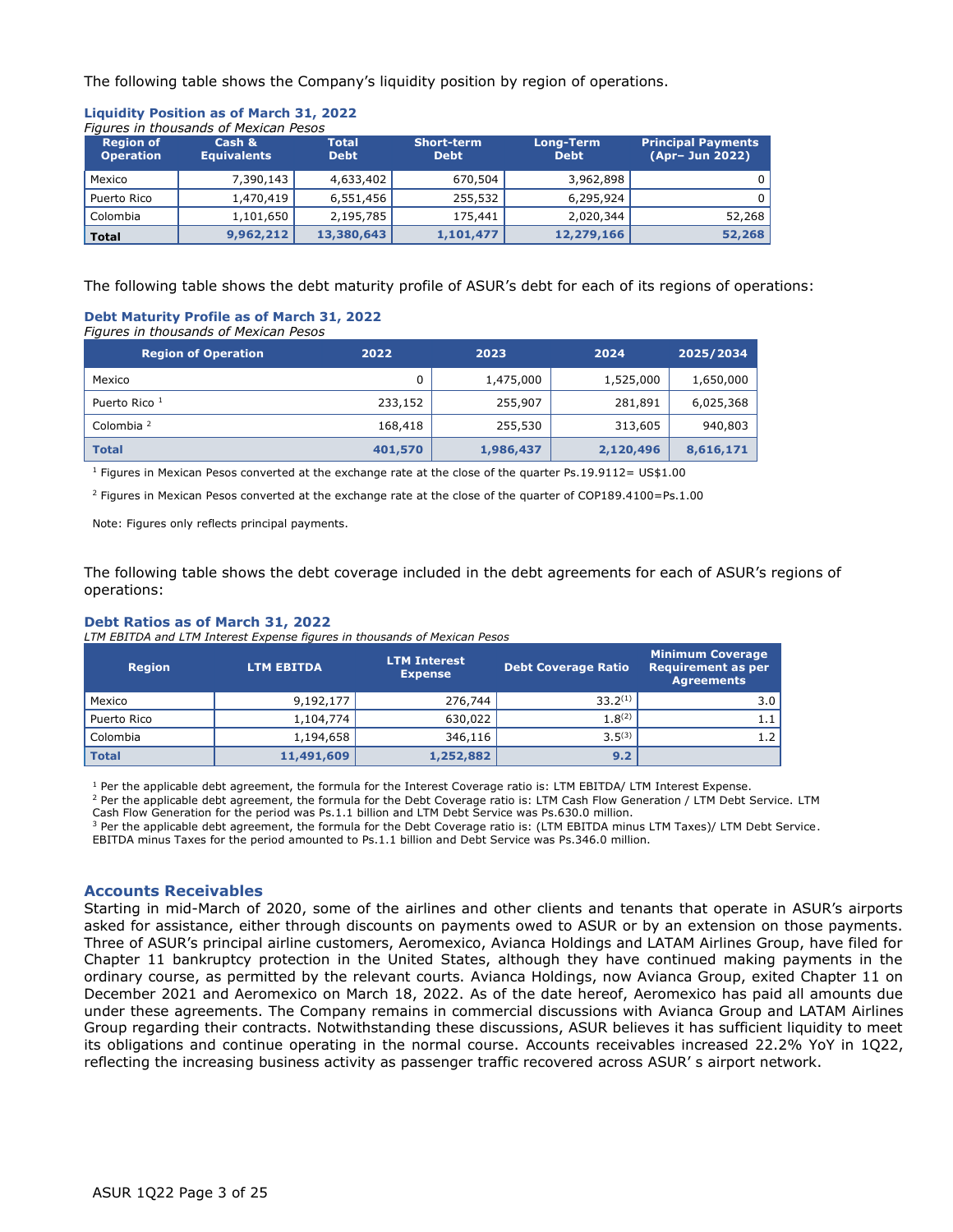The following table shows the Company's liquidity position by region of operations.

### Liquidity Position as of March 31, 2022

*Figures in thousands of Mexican Pesos*

| Region of Operation | Cash & Equivalents | Total Debt | Short-term Debt | Long-Term Debt | Principal Payments (Apr– Jun 2022) |
|---|---|---|---|---|---|
| Mexico | 7,390,143 | 4,633,402 | 670,504 | 3,962,898 | 0 |
| Puerto Rico | 1,470,419 | 6,551,456 | 255,532 | 6,295,924 | 0 |
| Colombia | 1,101,650 | 2,195,785 | 175,441 | 2,020,344 | 52,268 |
| **Total** | **9,962,212** | **13,380,643** | **1,101,477** | **12,279,166** | **52,268** |

The following table shows the debt maturity profile of ASUR's debt for each of its regions of operations:

### Debt Maturity Profile as of March 31, 2022

*Figures in thousands of Mexican Pesos*

| Region of Operation | 2022 | 2023 | 2024 | 2025/2034 |
|---|---|---|---|---|
| Mexico | 0 | 1,475,000 | 1,525,000 | 1,650,000 |
| Puerto Rico [1] | 233,152 | 255,907 | 281,891 | 6,025,368 |
| Colombia [2] | 168,418 | 255,530 | 313,605 | 940,803 |
| **Total** | **401,570** | **1,986,437** | **2,120,496** | **8,616,171** |

[1] Figures in Mexican Pesos converted at the exchange rate at the close of the quarter Ps.19.9112= US$1.00

[2] Figures in Mexican Pesos converted at the exchange rate at the close of the quarter of COP189.4100=Ps.1.00

Note: Figures only reflects principal payments.

The following table shows the debt coverage included in the debt agreements for each of ASUR's regions of operations:

### Debt Ratios as of March 31, 2022

*LTM EBITDA and LTM Interest Expense figures in thousands of Mexican Pesos*

| Region | LTM EBITDA | LTM Interest Expense | Debt Coverage Ratio | Minimum Coverage Requirement as per Agreements |
|---|---|---|---|---|
| Mexico | 9,192,177 | 276,744 | 33.2[1] | 3.0 |
| Puerto Rico | 1,104,774 | 630,022 | 1.8[2] | 1.1 |
| Colombia | 1,194,658 | 346,116 | 3.5[3] | 1.2 |
| **Total** | **11,491,609** | **1,252,882** | **9.2** | |

[1] Per the applicable debt agreement, the formula for the Interest Coverage ratio is: LTM EBITDA/ LTM Interest Expense.

[2] Per the applicable debt agreement, the formula for the Debt Coverage ratio is: LTM Cash Flow Generation / LTM Debt Service. LTM Cash Flow Generation for the period was Ps.1.1 billion and LTM Debt Service was Ps.630.0 million.

[3] Per the applicable debt agreement, the formula for the Debt Coverage ratio is: (LTM EBITDA minus LTM Taxes)/ LTM Debt Service. EBITDA minus Taxes for the period amounted to Ps.1.1 billion and Debt Service was Ps.346.0 million.

## Accounts Receivables

Starting in mid-March of 2020, some of the airlines and other clients and tenants that operate in ASUR's airports asked for assistance, either through discounts on payments owed to ASUR or by an extension on those payments. Three of ASUR's principal airline customers, Aeromexico, Avianca Holdings and LATAM Airlines Group, have filed for Chapter 11 bankruptcy protection in the United States, although they have continued making payments in the ordinary course, as permitted by the relevant courts. Avianca Holdings, now Avianca Group, exited Chapter 11 on December 2021 and Aeromexico on March 18, 2022. As of the date hereof, Aeromexico has paid all amounts due under these agreements. The Company remains in commercial discussions with Avianca Group and LATAM Airlines Group regarding their contracts. Notwithstanding these discussions, ASUR believes it has sufficient liquidity to meet its obligations and continue operating in the normal course. Accounts receivables increased 22.2% YoY in 1Q22, reflecting the increasing business activity as passenger traffic recovered across ASUR's airport network.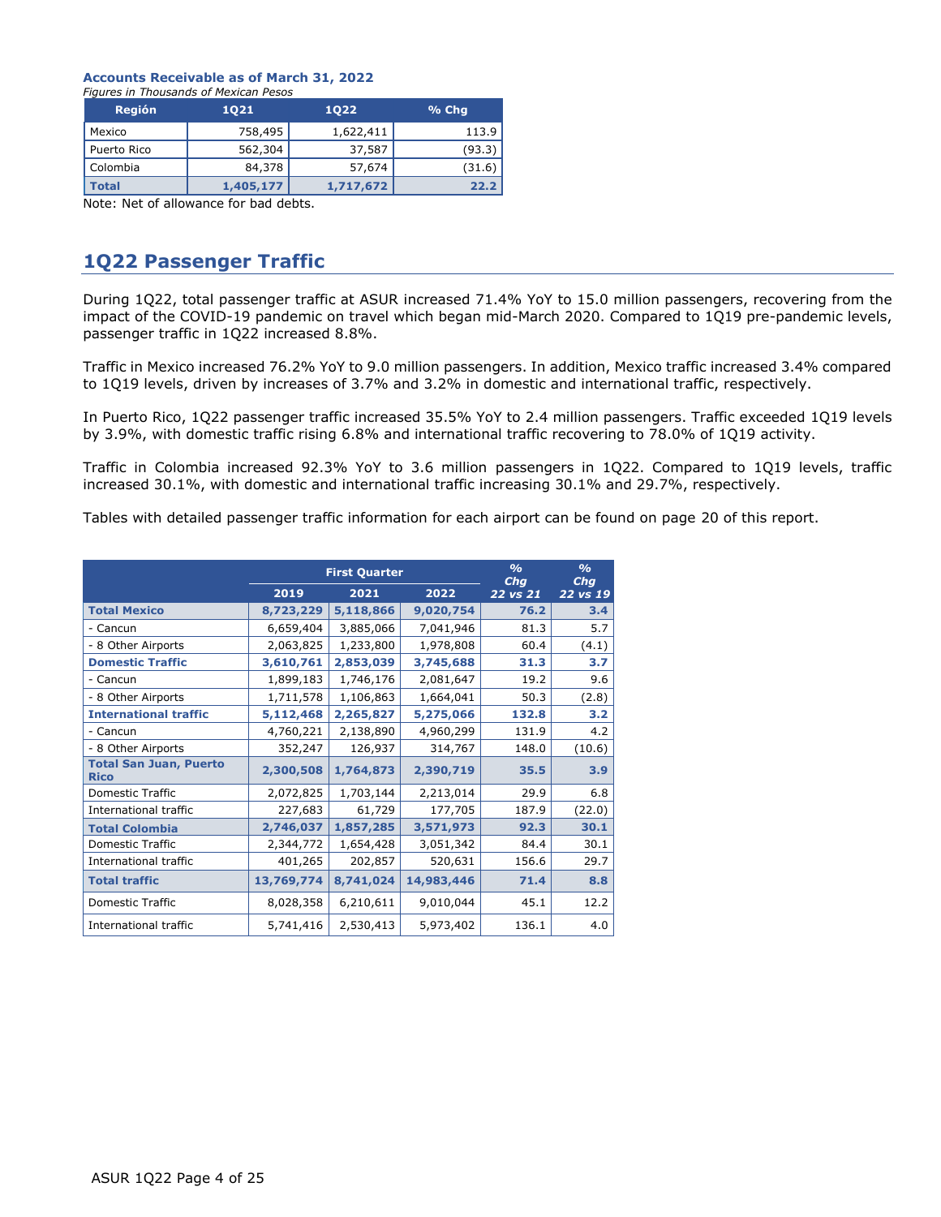**Accounts Receivable as of March 31, 2022**

*Figures in Thousands of Mexican Pesos*

| Región | 1Q21 | 1Q22 | % Chg |
|---|---|---|---|
| Mexico | 758,495 | 1,622,411 | 113.9 |
| Puerto Rico | 562,304 | 37,587 | (93.3) |
| Colombia | 84,378 | 57,674 | (31.6) |
| **Total** | **1,405,177** | **1,717,672** | **22.2** |

Note: Net of allowance for bad debts.

## 1Q22 Passenger Traffic

During 1Q22, total passenger traffic at ASUR increased 71.4% YoY to 15.0 million passengers, recovering from the impact of the COVID-19 pandemic on travel which began mid-March 2020. Compared to 1Q19 pre-pandemic levels, passenger traffic in 1Q22 increased 8.8%.

Traffic in Mexico increased 76.2% YoY to 9.0 million passengers. In addition, Mexico traffic increased 3.4% compared to 1Q19 levels, driven by increases of 3.7% and 3.2% in domestic and international traffic, respectively.

In Puerto Rico, 1Q22 passenger traffic increased 35.5% YoY to 2.4 million passengers. Traffic exceeded 1Q19 levels by 3.9%, with domestic traffic rising 6.8% and international traffic recovering to 78.0% of 1Q19 activity.

Traffic in Colombia increased 92.3% YoY to 3.6 million passengers in 1Q22. Compared to 1Q19 levels, traffic increased 30.1%, with domestic and international traffic increasing 30.1% and 29.7%, respectively.

Tables with detailed passenger traffic information for each airport can be found on page 20 of this report.

| | First Quarter | | | % Chg | % Chg |
|---|---|---|---|---|---|
| | 2019 | 2021 | 2022 | 22 vs 21 | 22 vs 19 |
| **Total Mexico** | **8,723,229** | **5,118,866** | **9,020,754** | **76.2** | **3.4** |
| - Cancun | 6,659,404 | 3,885,066 | 7,041,946 | 81.3 | 5.7 |
| - 8 Other Airports | 2,063,825 | 1,233,800 | 1,978,808 | 60.4 | (4.1) |
| **Domestic Traffic** | **3,610,761** | **2,853,039** | **3,745,688** | **31.3** | **3.7** |
| - Cancun | 1,899,183 | 1,746,176 | 2,081,647 | 19.2 | 9.6 |
| - 8 Other Airports | 1,711,578 | 1,106,863 | 1,664,041 | 50.3 | (2.8) |
| **International traffic** | **5,112,468** | **2,265,827** | **5,275,066** | **132.8** | **3.2** |
| - Cancun | 4,760,221 | 2,138,890 | 4,960,299 | 131.9 | 4.2 |
| - 8 Other Airports | 352,247 | 126,937 | 314,767 | 148.0 | (10.6) |
| **Total San Juan, Puerto Rico** | **2,300,508** | **1,764,873** | **2,390,719** | **35.5** | **3.9** |
| Domestic Traffic | 2,072,825 | 1,703,144 | 2,213,014 | 29.9 | 6.8 |
| International traffic | 227,683 | 61,729 | 177,705 | 187.9 | (22.0) |
| **Total Colombia** | **2,746,037** | **1,857,285** | **3,571,973** | **92.3** | **30.1** |
| Domestic Traffic | 2,344,772 | 1,654,428 | 3,051,342 | 84.4 | 30.1 |
| International traffic | 401,265 | 202,857 | 520,631 | 156.6 | 29.7 |
| **Total traffic** | **13,769,774** | **8,741,024** | **14,983,446** | **71.4** | **8.8** |
| Domestic Traffic | 8,028,358 | 6,210,611 | 9,010,044 | 45.1 | 12.2 |
| International traffic | 5,741,416 | 2,530,413 | 5,973,402 | 136.1 | 4.0 |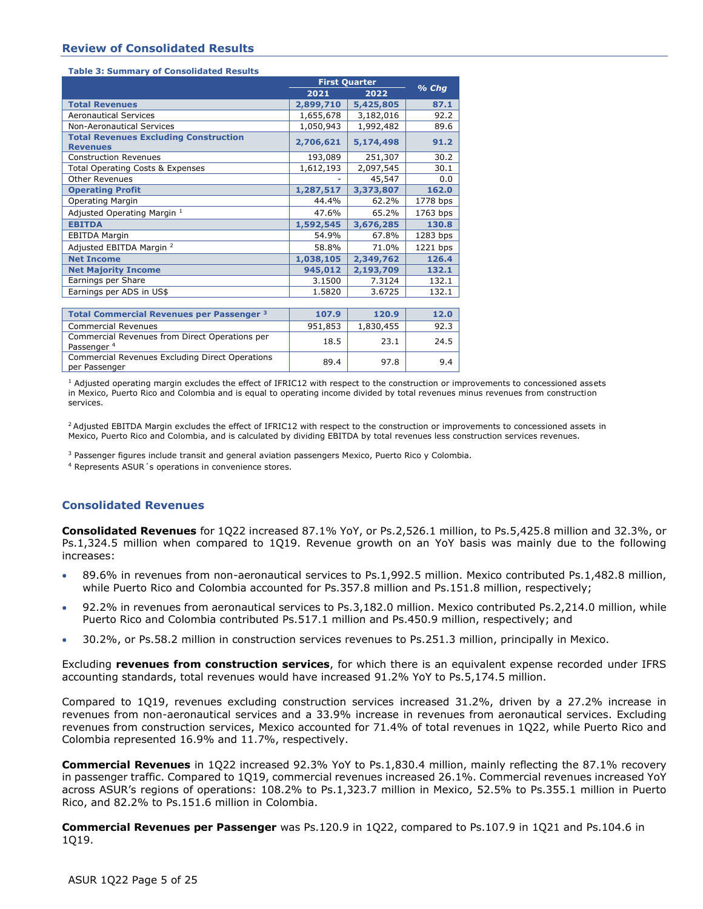## Review of Consolidated Results

**Table 3: Summary of Consolidated Results**

| | First Quarter | | % Chg |
|---|---|---|---|
| | 2021 | 2022 | |
| **Total Revenues** | **2,899,710** | **5,425,805** | **87.1** |
| Aeronautical Services | 1,655,678 | 3,182,016 | 92.2 |
| Non-Aeronautical Services | 1,050,943 | 1,992,482 | 89.6 |
| **Total Revenues Excluding Construction Revenues** | **2,706,621** | **5,174,498** | **91.2** |
| Construction Revenues | 193,089 | 251,307 | 30.2 |
| Total Operating Costs & Expenses | 1,612,193 | 2,097,545 | 30.1 |
| Other Revenues | - | 45,547 | 0.0 |
| **Operating Profit** | **1,287,517** | **3,373,807** | **162.0** |
| Operating Margin | 44.4% | 62.2% | 1778 bps |
| Adjusted Operating Margin [1] | 47.6% | 65.2% | 1763 bps |
| **EBITDA** | **1,592,545** | **3,676,285** | **130.8** |
| EBITDA Margin | 54.9% | 67.8% | 1283 bps |
| Adjusted EBITDA Margin [2] | 58.8% | 71.0% | 1221 bps |
| **Net Income** | **1,038,105** | **2,349,762** | **126.4** |
| **Net Majority Income** | **945,012** | **2,193,709** | **132.1** |
| Earnings per Share | 3.1500 | 7.3124 | 132.1 |
| Earnings per ADS in US$ | 1.5820 | 3.6725 | 132.1 |
| | | | |
| **Total Commercial Revenues per Passenger [3]** | **107.9** | **120.9** | **12.0** |
| Commercial Revenues | 951,853 | 1,830,455 | 92.3 |
| Commercial Revenues from Direct Operations per Passenger [4] | 18.5 | 23.1 | 24.5 |
| Commercial Revenues Excluding Direct Operations per Passenger | 89.4 | 97.8 | 9.4 |

[1] Adjusted operating margin excludes the effect of IFRIC12 with respect to the construction or improvements to concessioned assets in Mexico, Puerto Rico and Colombia and is equal to operating income divided by total revenues minus revenues from construction services.

[2] Adjusted EBITDA Margin excludes the effect of IFRIC12 with respect to the construction or improvements to concessioned assets in Mexico, Puerto Rico and Colombia, and is calculated by dividing EBITDA by total revenues less construction services revenues.

[3] Passenger figures include transit and general aviation passengers Mexico, Puerto Rico y Colombia.

[4] Represents ASUR´s operations in convenience stores.

## Consolidated Revenues

**Consolidated Revenues** for 1Q22 increased 87.1% YoY, or Ps.2,526.1 million, to Ps.5,425.8 million and 32.3%, or Ps.1,324.5 million when compared to 1Q19. Revenue growth on an YoY basis was mainly due to the following increases:

- 89.6% in revenues from non-aeronautical services to Ps.1,992.5 million. Mexico contributed Ps.1,482.8 million, while Puerto Rico and Colombia accounted for Ps.357.8 million and Ps.151.8 million, respectively;
- 92.2% in revenues from aeronautical services to Ps.3,182.0 million. Mexico contributed Ps.2,214.0 million, while Puerto Rico and Colombia contributed Ps.517.1 million and Ps.450.9 million, respectively; and
- 30.2%, or Ps.58.2 million in construction services revenues to Ps.251.3 million, principally in Mexico.

Excluding **revenues from construction services**, for which there is an equivalent expense recorded under IFRS accounting standards, total revenues would have increased 91.2% YoY to Ps.5,174.5 million.

Compared to 1Q19, revenues excluding construction services increased 31.2%, driven by a 27.2% increase in revenues from non-aeronautical services and a 33.9% increase in revenues from aeronautical services. Excluding revenues from construction services, Mexico accounted for 71.4% of total revenues in 1Q22, while Puerto Rico and Colombia represented 16.9% and 11.7%, respectively.

**Commercial Revenues** in 1Q22 increased 92.3% YoY to Ps.1,830.4 million, mainly reflecting the 87.1% recovery in passenger traffic. Compared to 1Q19, commercial revenues increased 26.1%. Commercial revenues increased YoY across ASUR's regions of operations: 108.2% to Ps.1,323.7 million in Mexico, 52.5% to Ps.355.1 million in Puerto Rico, and 82.2% to Ps.151.6 million in Colombia.

**Commercial Revenues per Passenger** was Ps.120.9 in 1Q22, compared to Ps.107.9 in 1Q21 and Ps.104.6 in 1Q19.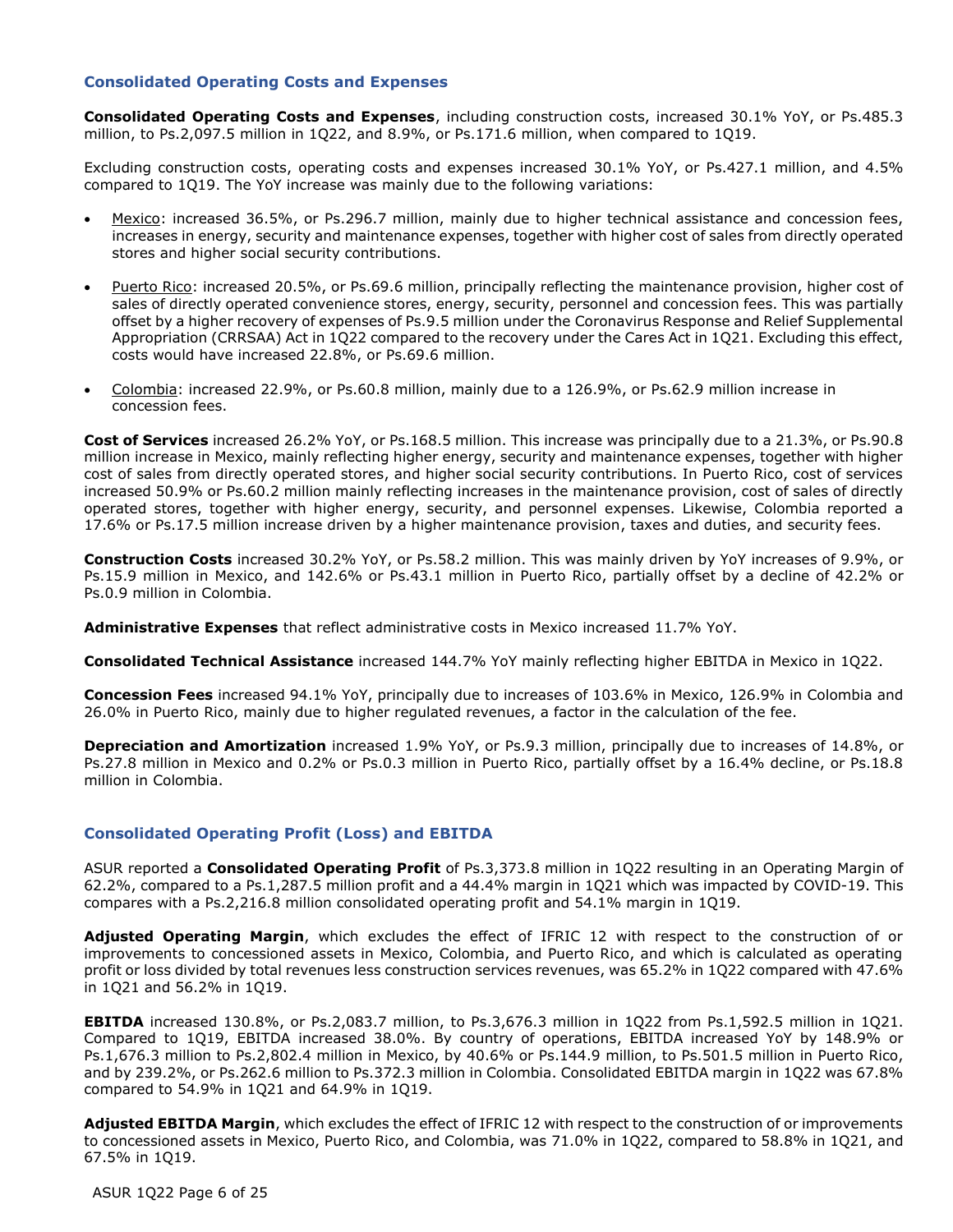## Consolidated Operating Costs and Expenses

**Consolidated Operating Costs and Expenses**, including construction costs, increased 30.1% YoY, or Ps.485.3 million, to Ps.2,097.5 million in 1Q22, and 8.9%, or Ps.171.6 million, when compared to 1Q19.

Excluding construction costs, operating costs and expenses increased 30.1% YoY, or Ps.427.1 million, and 4.5% compared to 1Q19. The YoY increase was mainly due to the following variations:

- Mexico: increased 36.5%, or Ps.296.7 million, mainly due to higher technical assistance and concession fees, increases in energy, security and maintenance expenses, together with higher cost of sales from directly operated stores and higher social security contributions.
- Puerto Rico: increased 20.5%, or Ps.69.6 million, principally reflecting the maintenance provision, higher cost of sales of directly operated convenience stores, energy, security, personnel and concession fees. This was partially offset by a higher recovery of expenses of Ps.9.5 million under the Coronavirus Response and Relief Supplemental Appropriation (CRRSAA) Act in 1Q22 compared to the recovery under the Cares Act in 1Q21. Excluding this effect, costs would have increased 22.8%, or Ps.69.6 million.
- Colombia: increased 22.9%, or Ps.60.8 million, mainly due to a 126.9%, or Ps.62.9 million increase in concession fees.

**Cost of Services** increased 26.2% YoY, or Ps.168.5 million. This increase was principally due to a 21.3%, or Ps.90.8 million increase in Mexico, mainly reflecting higher energy, security and maintenance expenses, together with higher cost of sales from directly operated stores, and higher social security contributions. In Puerto Rico, cost of services increased 50.9% or Ps.60.2 million mainly reflecting increases in the maintenance provision, cost of sales of directly operated stores, together with higher energy, security, and personnel expenses. Likewise, Colombia reported a 17.6% or Ps.17.5 million increase driven by a higher maintenance provision, taxes and duties, and security fees.

**Construction Costs** increased 30.2% YoY, or Ps.58.2 million. This was mainly driven by YoY increases of 9.9%, or Ps.15.9 million in Mexico, and 142.6% or Ps.43.1 million in Puerto Rico, partially offset by a decline of 42.2% or Ps.0.9 million in Colombia.

**Administrative Expenses** that reflect administrative costs in Mexico increased 11.7% YoY.

**Consolidated Technical Assistance** increased 144.7% YoY mainly reflecting higher EBITDA in Mexico in 1Q22.

**Concession Fees** increased 94.1% YoY, principally due to increases of 103.6% in Mexico, 126.9% in Colombia and 26.0% in Puerto Rico, mainly due to higher regulated revenues, a factor in the calculation of the fee.

**Depreciation and Amortization** increased 1.9% YoY, or Ps.9.3 million, principally due to increases of 14.8%, or Ps.27.8 million in Mexico and 0.2% or Ps.0.3 million in Puerto Rico, partially offset by a 16.4% decline, or Ps.18.8 million in Colombia.

## Consolidated Operating Profit (Loss) and EBITDA

ASUR reported a **Consolidated Operating Profit** of Ps.3,373.8 million in 1Q22 resulting in an Operating Margin of 62.2%, compared to a Ps.1,287.5 million profit and a 44.4% margin in 1Q21 which was impacted by COVID-19. This compares with a Ps.2,216.8 million consolidated operating profit and 54.1% margin in 1Q19.

**Adjusted Operating Margin**, which excludes the effect of IFRIC 12 with respect to the construction of or improvements to concessioned assets in Mexico, Colombia, and Puerto Rico, and which is calculated as operating profit or loss divided by total revenues less construction services revenues, was 65.2% in 1Q22 compared with 47.6% in 1Q21 and 56.2% in 1Q19.

**EBITDA** increased 130.8%, or Ps.2,083.7 million, to Ps.3,676.3 million in 1Q22 from Ps.1,592.5 million in 1Q21. Compared to 1Q19, EBITDA increased 38.0%. By country of operations, EBITDA increased YoY by 148.9% or Ps.1,676.3 million to Ps.2,802.4 million in Mexico, by 40.6% or Ps.144.9 million, to Ps.501.5 million in Puerto Rico, and by 239.2%, or Ps.262.6 million to Ps.372.3 million in Colombia. Consolidated EBITDA margin in 1Q22 was 67.8% compared to 54.9% in 1Q21 and 64.9% in 1Q19.

**Adjusted EBITDA Margin**, which excludes the effect of IFRIC 12 with respect to the construction of or improvements to concessioned assets in Mexico, Puerto Rico, and Colombia, was 71.0% in 1Q22, compared to 58.8% in 1Q21, and 67.5% in 1Q19.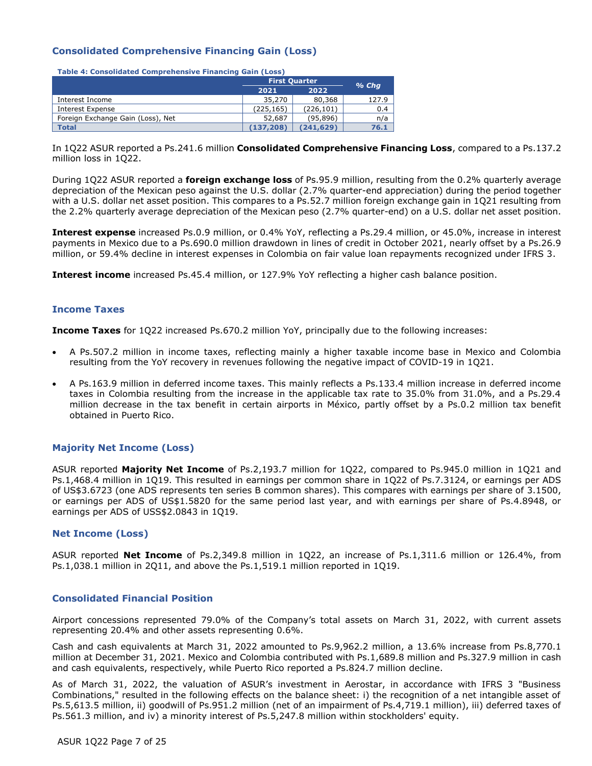## Consolidated Comprehensive Financing Gain (Loss)

**Table 4: Consolidated Comprehensive Financing Gain (Loss)**

| | First Quarter | | % Chg |
|---|---|---|---|
| | 2021 | 2022 | |
| Interest Income | 35,270 | 80,368 | 127.9 |
| Interest Expense | (225,165) | (226,101) | 0.4 |
| Foreign Exchange Gain (Loss), Net | 52,687 | (95,896) | n/a |
| **Total** | **(137,208)** | **(241,629)** | **76.1** |

In 1Q22 ASUR reported a Ps.241.6 million **Consolidated Comprehensive Financing Loss**, compared to a Ps.137.2 million loss in 1Q22.

During 1Q22 ASUR reported a **foreign exchange loss** of Ps.95.9 million, resulting from the 0.2% quarterly average depreciation of the Mexican peso against the U.S. dollar (2.7% quarter-end appreciation) during the period together with a U.S. dollar net asset position. This compares to a Ps.52.7 million foreign exchange gain in 1Q21 resulting from the 2.2% quarterly average depreciation of the Mexican peso (2.7% quarter-end) on a U.S. dollar net asset position.

**Interest expense** increased Ps.0.9 million, or 0.4% YoY, reflecting a Ps.29.4 million, or 45.0%, increase in interest payments in Mexico due to a Ps.690.0 million drawdown in lines of credit in October 2021, nearly offset by a Ps.26.9 million, or 59.4% decline in interest expenses in Colombia on fair value loan repayments recognized under IFRS 3.

**Interest income** increased Ps.45.4 million, or 127.9% YoY reflecting a higher cash balance position.

## Income Taxes

**Income Taxes** for 1Q22 increased Ps.670.2 million YoY, principally due to the following increases:

- A Ps.507.2 million in income taxes, reflecting mainly a higher taxable income base in Mexico and Colombia resulting from the YoY recovery in revenues following the negative impact of COVID-19 in 1Q21.
- A Ps.163.9 million in deferred income taxes. This mainly reflects a Ps.133.4 million increase in deferred income taxes in Colombia resulting from the increase in the applicable tax rate to 35.0% from 31.0%, and a Ps.29.4 million decrease in the tax benefit in certain airports in México, partly offset by a Ps.0.2 million tax benefit obtained in Puerto Rico.

## Majority Net Income (Loss)

ASUR reported **Majority Net Income** of Ps.2,193.7 million for 1Q22, compared to Ps.945.0 million in 1Q21 and Ps.1,468.4 million in 1Q19. This resulted in earnings per common share in 1Q22 of Ps.7.3124, or earnings per ADS of US$3.6723 (one ADS represents ten series B common shares). This compares with earnings per share of 3.1500, or earnings per ADS of US$1.5820 for the same period last year, and with earnings per share of Ps.4.8948, or earnings per ADS of USS$2.0843 in 1Q19.

## Net Income (Loss)

ASUR reported **Net Income** of Ps.2,349.8 million in 1Q22, an increase of Ps.1,311.6 million or 126.4%, from Ps.1,038.1 million in 2Q11, and above the Ps.1,519.1 million reported in 1Q19.

## Consolidated Financial Position

Airport concessions represented 79.0% of the Company's total assets on March 31, 2022, with current assets representing 20.4% and other assets representing 0.6%.

Cash and cash equivalents at March 31, 2022 amounted to Ps.9,962.2 million, a 13.6% increase from Ps.8,770.1 million at December 31, 2021. Mexico and Colombia contributed with Ps.1,689.8 million and Ps.327.9 million in cash and cash equivalents, respectively, while Puerto Rico reported a Ps.824.7 million decline.

As of March 31, 2022, the valuation of ASUR's investment in Aerostar, in accordance with IFRS 3 "Business Combinations," resulted in the following effects on the balance sheet: i) the recognition of a net intangible asset of Ps.5,613.5 million, ii) goodwill of Ps.951.2 million (net of an impairment of Ps.4,719.1 million), iii) deferred taxes of Ps.561.3 million, and iv) a minority interest of Ps.5,247.8 million within stockholders' equity.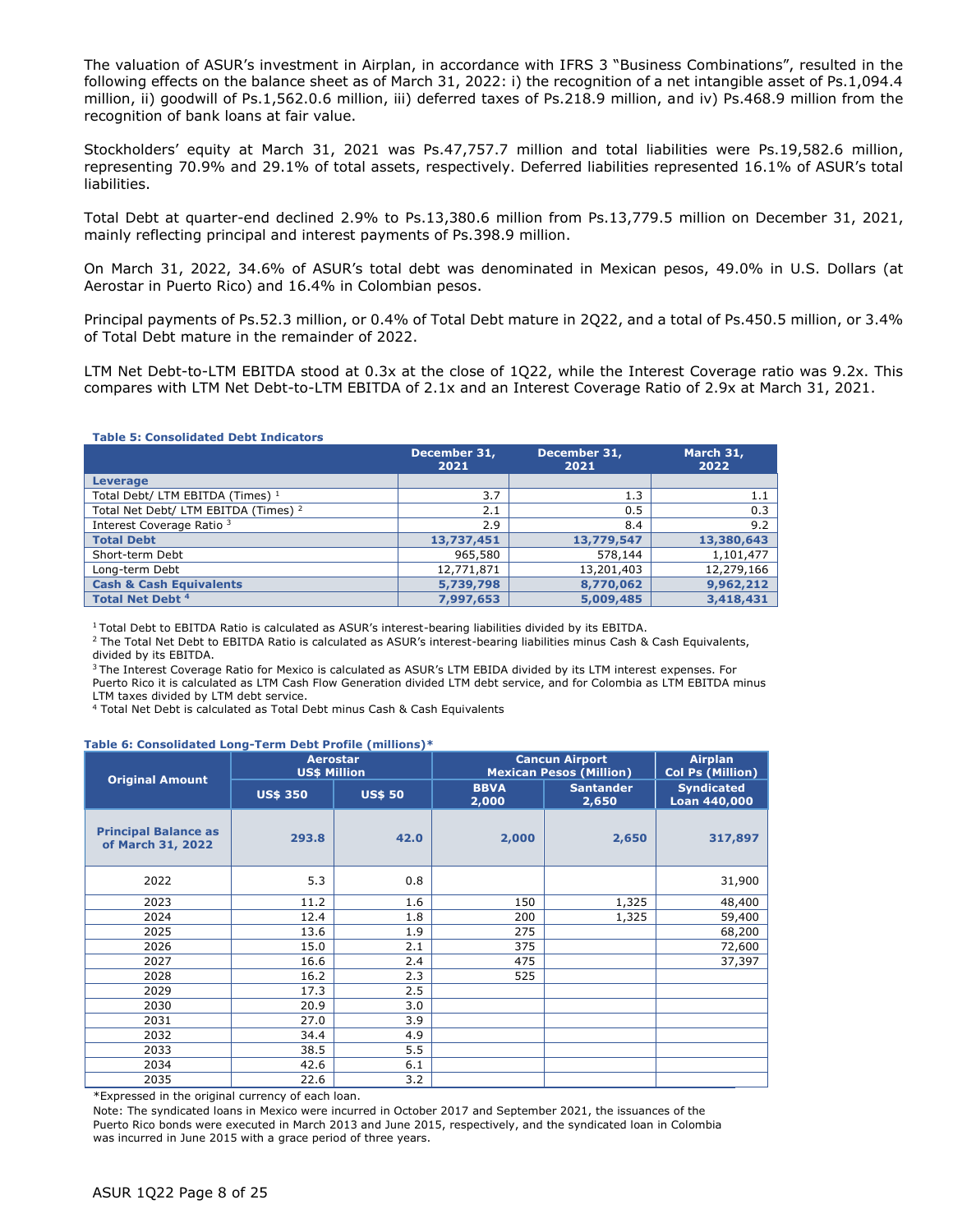The valuation of ASUR's investment in Airplan, in accordance with IFRS 3 "Business Combinations", resulted in the following effects on the balance sheet as of March 31, 2022: i) the recognition of a net intangible asset of Ps.1,094.4 million, ii) goodwill of Ps.1,562.0.6 million, iii) deferred taxes of Ps.218.9 million, and iv) Ps.468.9 million from the recognition of bank loans at fair value.

Stockholders' equity at March 31, 2021 was Ps.47,757.7 million and total liabilities were Ps.19,582.6 million, representing 70.9% and 29.1% of total assets, respectively. Deferred liabilities represented 16.1% of ASUR's total liabilities.

Total Debt at quarter-end declined 2.9% to Ps.13,380.6 million from Ps.13,779.5 million on December 31, 2021, mainly reflecting principal and interest payments of Ps.398.9 million.

On March 31, 2022, 34.6% of ASUR's total debt was denominated in Mexican pesos, 49.0% in U.S. Dollars (at Aerostar in Puerto Rico) and 16.4% in Colombian pesos.

Principal payments of Ps.52.3 million, or 0.4% of Total Debt mature in 2Q22, and a total of Ps.450.5 million, or 3.4% of Total Debt mature in the remainder of 2022.

LTM Net Debt-to-LTM EBITDA stood at 0.3x at the close of 1Q22, while the Interest Coverage ratio was 9.2x. This compares with LTM Net Debt-to-LTM EBITDA of 2.1x and an Interest Coverage Ratio of 2.9x at March 31, 2021.

**Table 5: Consolidated Debt Indicators**

| | December 31, 2021 | December 31, 2021 | March 31, 2022 |
|---|---|---|---|
| **Leverage** | | | |
| Total Debt/ LTM EBITDA (Times) [1] | 3.7 | 1.3 | 1.1 |
| Total Net Debt/ LTM EBITDA (Times) [2] | 2.1 | 0.5 | 0.3 |
| Interest Coverage Ratio [3] | 2.9 | 8.4 | 9.2 |
| **Total Debt** | **13,737,451** | **13,779,547** | **13,380,643** |
| Short-term Debt | 965,580 | 578,144 | 1,101,477 |
| Long-term Debt | 12,771,871 | 13,201,403 | 12,279,166 |
| **Cash & Cash Equivalents** | **5,739,798** | **8,770,062** | **9,962,212** |
| **Total Net Debt [4]** | **7,997,653** | **5,009,485** | **3,418,431** |

[1] Total Debt to EBITDA Ratio is calculated as ASUR's interest-bearing liabilities divided by its EBITDA.
[2] The Total Net Debt to EBITDA Ratio is calculated as ASUR's interest-bearing liabilities minus Cash & Cash Equivalents, divided by its EBITDA.
[3] The Interest Coverage Ratio for Mexico is calculated as ASUR's LTM EBIDA divided by its LTM interest expenses. For Puerto Rico it is calculated as LTM Cash Flow Generation divided LTM debt service, and for Colombia as LTM EBITDA minus LTM taxes divided by LTM debt service.
[4] Total Net Debt is calculated as Total Debt minus Cash & Cash Equivalents

**Table 6: Consolidated Long-Term Debt Profile (millions)***

| Original Amount | Aerostar US$ Million | | Cancun Airport Mexican Pesos (Million) | | Airplan Col Ps (Million) |
|---|---|---|---|---|---|
| | US$ 350 | US$ 50 | BBVA 2,000 | Santander 2,650 | Syndicated Loan 440,000 |
| **Principal Balance as of March 31, 2022** | **293.8** | **42.0** | **2,000** | **2,650** | **317,897** |
| 2022 | 5.3 | 0.8 | | | 31,900 |
| 2023 | 11.2 | 1.6 | 150 | 1,325 | 48,400 |
| 2024 | 12.4 | 1.8 | 200 | 1,325 | 59,400 |
| 2025 | 13.6 | 1.9 | 275 | | 68,200 |
| 2026 | 15.0 | 2.1 | 375 | | 72,600 |
| 2027 | 16.6 | 2.4 | 475 | | 37,397 |
| 2028 | 16.2 | 2.3 | 525 | | |
| 2029 | 17.3 | 2.5 | | | |
| 2030 | 20.9 | 3.0 | | | |
| 2031 | 27.0 | 3.9 | | | |
| 2032 | 34.4 | 4.9 | | | |
| 2033 | 38.5 | 5.5 | | | |
| 2034 | 42.6 | 6.1 | | | |
| 2035 | 22.6 | 3.2 | | | |

*Expressed in the original currency of each loan.

Note: The syndicated loans in Mexico were incurred in October 2017 and September 2021, the issuances of the Puerto Rico bonds were executed in March 2013 and June 2015, respectively, and the syndicated loan in Colombia was incurred in June 2015 with a grace period of three years.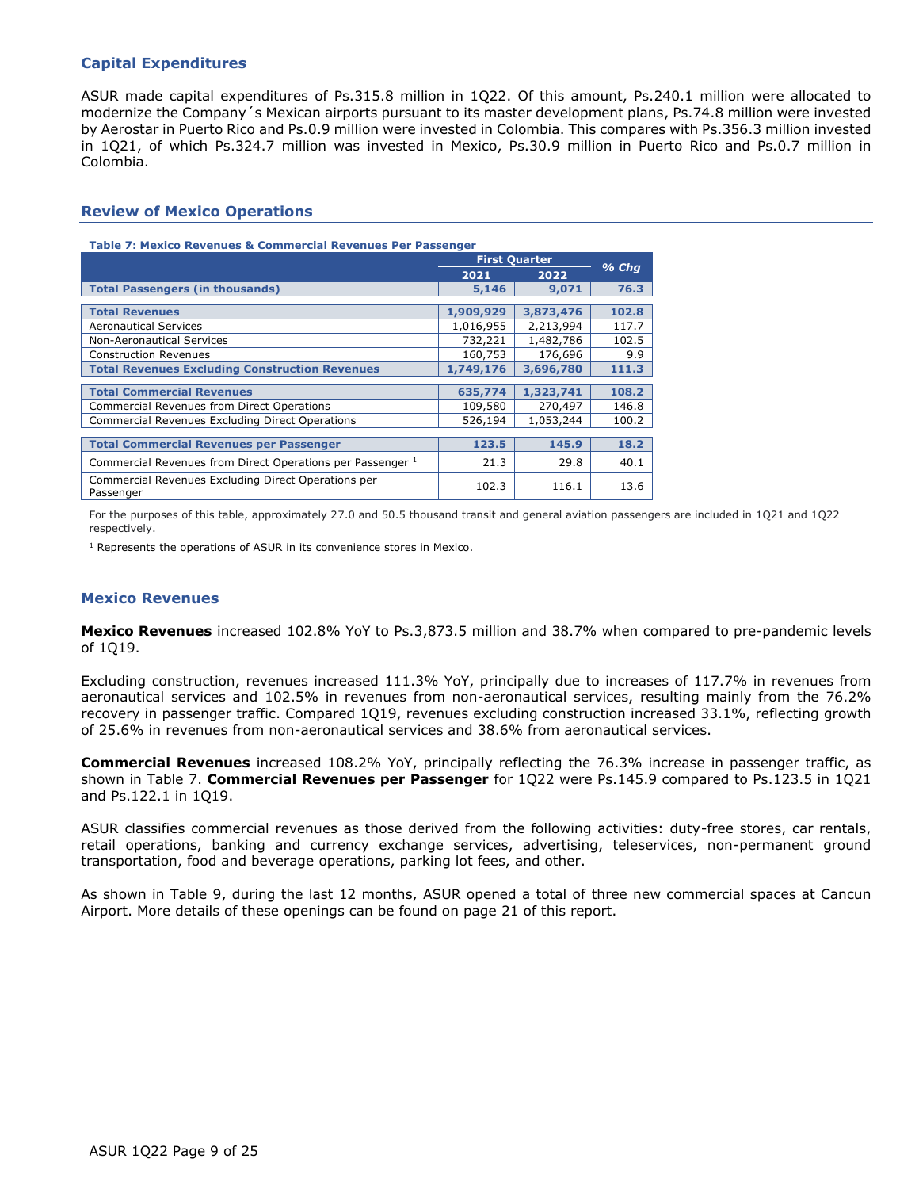## Capital Expenditures

ASUR made capital expenditures of Ps.315.8 million in 1Q22. Of this amount, Ps.240.1 million were allocated to modernize the Company´s Mexican airports pursuant to its master development plans, Ps.74.8 million were invested by Aerostar in Puerto Rico and Ps.0.9 million were invested in Colombia. This compares with Ps.356.3 million invested in 1Q21, of which Ps.324.7 million was invested in Mexico, Ps.30.9 million in Puerto Rico and Ps.0.7 million in Colombia.

## Review of Mexico Operations

**Table 7: Mexico Revenues & Commercial Revenues Per Passenger**

| | First Quarter | | % Chg |
|---|---|---|---|
| | 2021 | 2022 | |
| **Total Passengers (in thousands)** | **5,146** | **9,071** | **76.3** |
| **Total Revenues** | **1,909,929** | **3,873,476** | **102.8** |
| Aeronautical Services | 1,016,955 | 2,213,994 | 117.7 |
| Non-Aeronautical Services | 732,221 | 1,482,786 | 102.5 |
| Construction Revenues | 160,753 | 176,696 | 9.9 |
| **Total Revenues Excluding Construction Revenues** | **1,749,176** | **3,696,780** | **111.3** |
| **Total Commercial Revenues** | **635,774** | **1,323,741** | **108.2** |
| Commercial Revenues from Direct Operations | 109,580 | 270,497 | 146.8 |
| Commercial Revenues Excluding Direct Operations | 526,194 | 1,053,244 | 100.2 |
| **Total Commercial Revenues per Passenger** | **123.5** | **145.9** | **18.2** |
| Commercial Revenues from Direct Operations per Passenger [1] | 21.3 | 29.8 | 40.1 |
| Commercial Revenues Excluding Direct Operations per Passenger | 102.3 | 116.1 | 13.6 |

For the purposes of this table, approximately 27.0 and 50.5 thousand transit and general aviation passengers are included in 1Q21 and 1Q22 respectively.

[1] Represents the operations of ASUR in its convenience stores in Mexico.

## Mexico Revenues

**Mexico Revenues** increased 102.8% YoY to Ps.3,873.5 million and 38.7% when compared to pre-pandemic levels of 1Q19.

Excluding construction, revenues increased 111.3% YoY, principally due to increases of 117.7% in revenues from aeronautical services and 102.5% in revenues from non-aeronautical services, resulting mainly from the 76.2% recovery in passenger traffic. Compared 1Q19, revenues excluding construction increased 33.1%, reflecting growth of 25.6% in revenues from non-aeronautical services and 38.6% from aeronautical services.

**Commercial Revenues** increased 108.2% YoY, principally reflecting the 76.3% increase in passenger traffic, as shown in Table 7. **Commercial Revenues per Passenger** for 1Q22 were Ps.145.9 compared to Ps.123.5 in 1Q21 and Ps.122.1 in 1Q19.

ASUR classifies commercial revenues as those derived from the following activities: duty-free stores, car rentals, retail operations, banking and currency exchange services, advertising, teleservices, non-permanent ground transportation, food and beverage operations, parking lot fees, and other.

As shown in Table 9, during the last 12 months, ASUR opened a total of three new commercial spaces at Cancun Airport. More details of these openings can be found on page 21 of this report.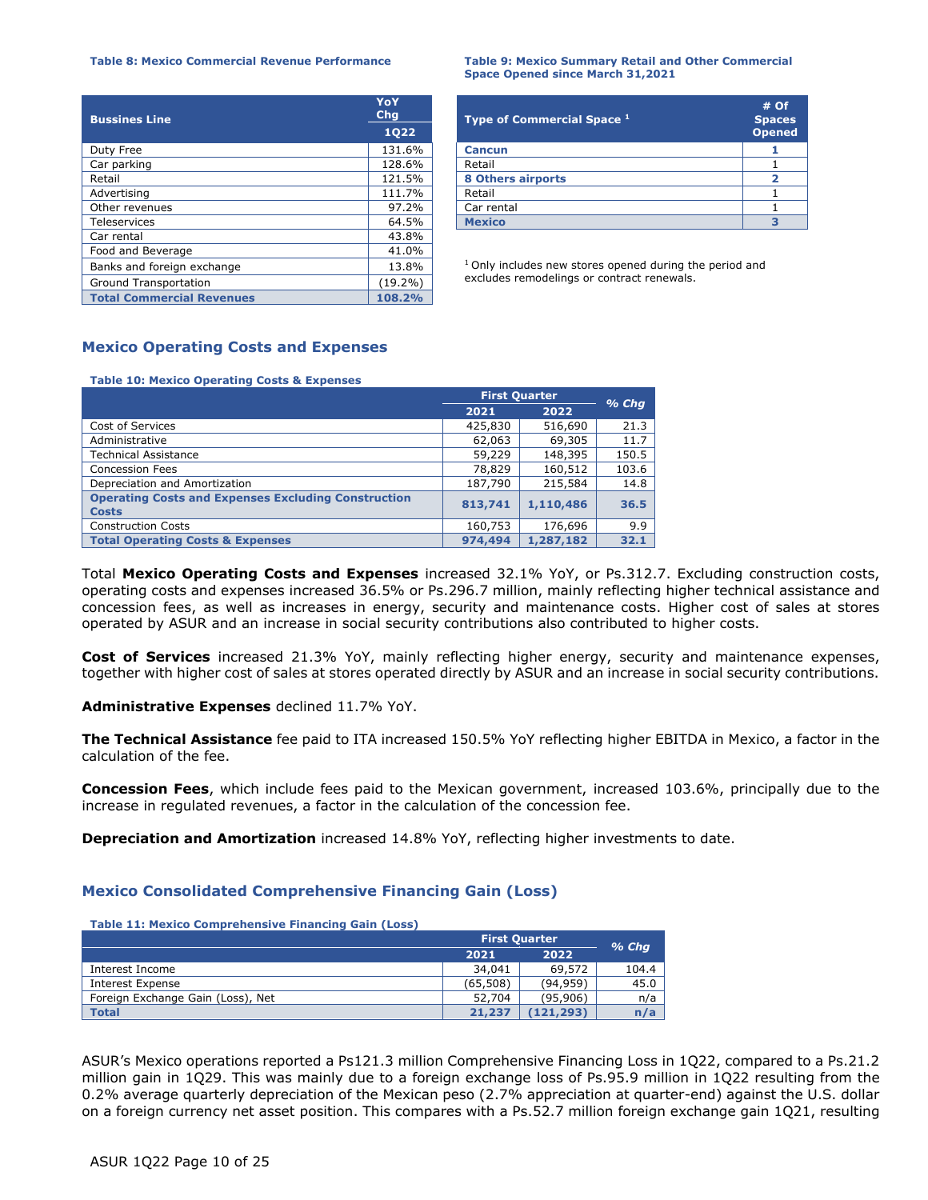**Table 8: Mexico Commercial Revenue Performance**

| Bussines Line | YoY Chg 1Q22 |
|---|---|
| Duty Free | 131.6% |
| Car parking | 128.6% |
| Retail | 121.5% |
| Advertising | 111.7% |
| Other revenues | 97.2% |
| Teleservices | 64.5% |
| Car rental | 43.8% |
| Food and Beverage | 41.0% |
| Banks and foreign exchange | 13.8% |
| Ground Transportation | (19.2%) |
| **Total Commercial Revenues** | **108.2%** |

**Table 9: Mexico Summary Retail and Other Commercial Space Opened since March 31,2021**

| Type of Commercial Space [1] | # Of Spaces Opened |
|---|---|
| **Cancun** | **1** |
| Retail | 1 |
| **8 Others airports** | **2** |
| Retail | 1 |
| Car rental | 1 |
| **Mexico** | **3** |

[1] Only includes new stores opened during the period and excludes remodelings or contract renewals.

## Mexico Operating Costs and Expenses

**Table 10: Mexico Operating Costs & Expenses**

| | First Quarter | | % Chg |
|---|---|---|---|
| | 2021 | 2022 | |
| Cost of Services | 425,830 | 516,690 | 21.3 |
| Administrative | 62,063 | 69,305 | 11.7 |
| Technical Assistance | 59,229 | 148,395 | 150.5 |
| Concession Fees | 78,829 | 160,512 | 103.6 |
| Depreciation and Amortization | 187,790 | 215,584 | 14.8 |
| **Operating Costs and Expenses Excluding Construction Costs** | **813,741** | **1,110,486** | **36.5** |
| Construction Costs | 160,753 | 176,696 | 9.9 |
| **Total Operating Costs & Expenses** | **974,494** | **1,287,182** | **32.1** |

Total **Mexico Operating Costs and Expenses** increased 32.1% YoY, or Ps.312.7. Excluding construction costs, operating costs and expenses increased 36.5% or Ps.296.7 million, mainly reflecting higher technical assistance and concession fees, as well as increases in energy, security and maintenance costs. Higher cost of sales at stores operated by ASUR and an increase in social security contributions also contributed to higher costs.

**Cost of Services** increased 21.3% YoY, mainly reflecting higher energy, security and maintenance expenses, together with higher cost of sales at stores operated directly by ASUR and an increase in social security contributions.

**Administrative Expenses** declined 11.7% YoY.

**The Technical Assistance** fee paid to ITA increased 150.5% YoY reflecting higher EBITDA in Mexico, a factor in the calculation of the fee.

**Concession Fees**, which include fees paid to the Mexican government, increased 103.6%, principally due to the increase in regulated revenues, a factor in the calculation of the concession fee.

**Depreciation and Amortization** increased 14.8% YoY, reflecting higher investments to date.

## Mexico Consolidated Comprehensive Financing Gain (Loss)

**Table 11: Mexico Comprehensive Financing Gain (Loss)**

| | First Quarter | | % Chg |
|---|---|---|---|
| | 2021 | 2022 | |
| Interest Income | 34,041 | 69,572 | 104.4 |
| Interest Expense | (65,508) | (94,959) | 45.0 |
| Foreign Exchange Gain (Loss), Net | 52,704 | (95,906) | n/a |
| **Total** | **21,237** | **(121,293)** | **n/a** |

ASUR's Mexico operations reported a Ps121.3 million Comprehensive Financing Loss in 1Q22, compared to a Ps.21.2 million gain in 1Q29. This was mainly due to a foreign exchange loss of Ps.95.9 million in 1Q22 resulting from the 0.2% average quarterly depreciation of the Mexican peso (2.7% appreciation at quarter-end) against the U.S. dollar on a foreign currency net asset position. This compares with a Ps.52.7 million foreign exchange gain 1Q21, resulting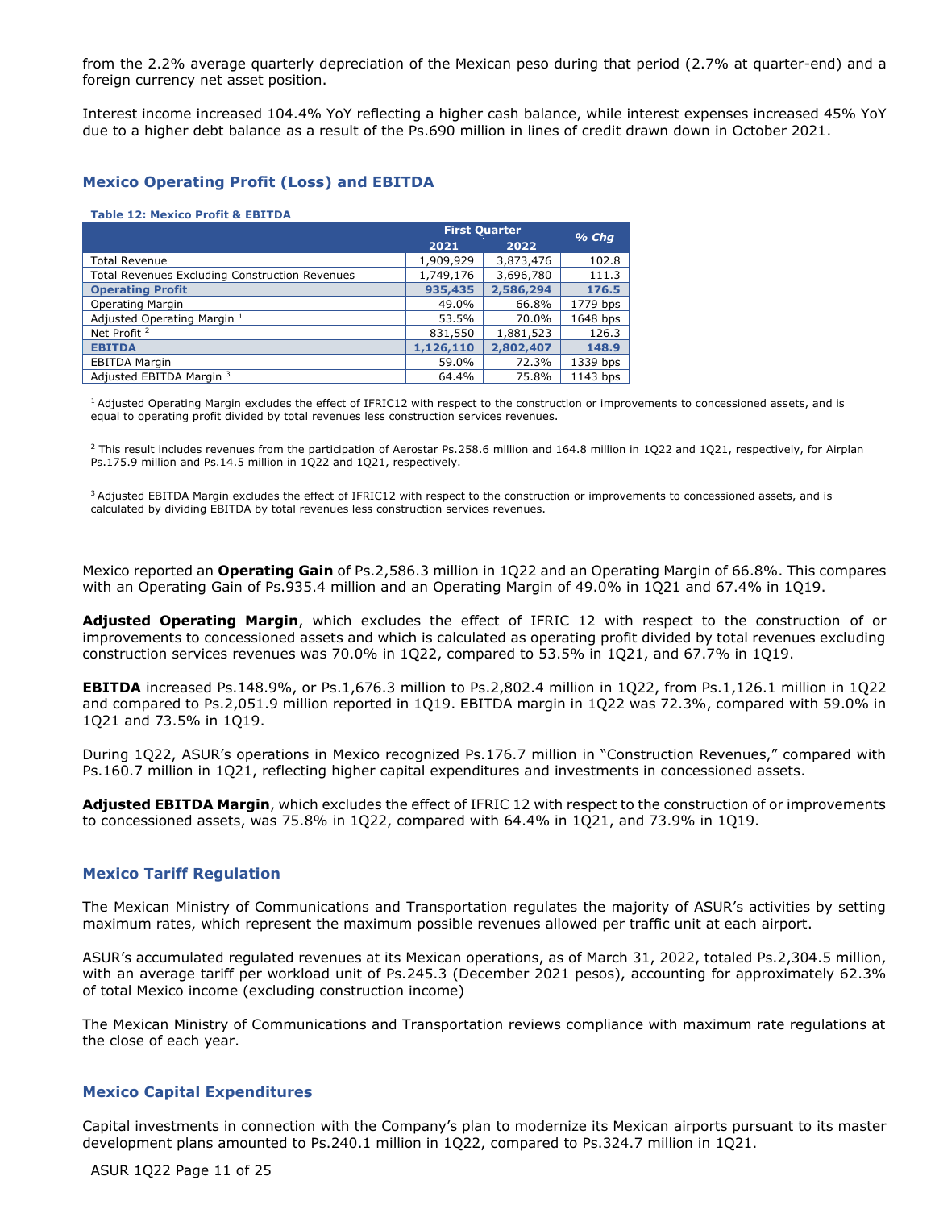from the 2.2% average quarterly depreciation of the Mexican peso during that period (2.7% at quarter-end) and a foreign currency net asset position.

Interest income increased 104.4% YoY reflecting a higher cash balance, while interest expenses increased 45% YoY due to a higher debt balance as a result of the Ps.690 million in lines of credit drawn down in October 2021.

## Mexico Operating Profit (Loss) and EBITDA

**Table 12: Mexico Profit & EBITDA**

| | First Quarter | | % Chg |
|---|---|---|---|
| | 2021 | 2022 | |
| Total Revenue | 1,909,929 | 3,873,476 | 102.8 |
| Total Revenues Excluding Construction Revenues | 1,749,176 | 3,696,780 | 111.3 |
| **Operating Profit** | **935,435** | **2,586,294** | **176.5** |
| Operating Margin | 49.0% | 66.8% | 1779 bps |
| Adjusted Operating Margin [1] | 53.5% | 70.0% | 1648 bps |
| Net Profit [2] | 831,550 | 1,881,523 | 126.3 |
| **EBITDA** | **1,126,110** | **2,802,407** | **148.9** |
| EBITDA Margin | 59.0% | 72.3% | 1339 bps |
| Adjusted EBITDA Margin [3] | 64.4% | 75.8% | 1143 bps |

[1] Adjusted Operating Margin excludes the effect of IFRIC12 with respect to the construction or improvements to concessioned assets, and is equal to operating profit divided by total revenues less construction services revenues.

[2] This result includes revenues from the participation of Aerostar Ps.258.6 million and 164.8 million in 1Q22 and 1Q21, respectively, for Airplan Ps.175.9 million and Ps.14.5 million in 1Q22 and 1Q21, respectively.

[3] Adjusted EBITDA Margin excludes the effect of IFRIC12 with respect to the construction or improvements to concessioned assets, and is calculated by dividing EBITDA by total revenues less construction services revenues.

Mexico reported an **Operating Gain** of Ps.2,586.3 million in 1Q22 and an Operating Margin of 66.8%. This compares with an Operating Gain of Ps.935.4 million and an Operating Margin of 49.0% in 1Q21 and 67.4% in 1Q19.

**Adjusted Operating Margin**, which excludes the effect of IFRIC 12 with respect to the construction of or improvements to concessioned assets and which is calculated as operating profit divided by total revenues excluding construction services revenues was 70.0% in 1Q22, compared to 53.5% in 1Q21, and 67.7% in 1Q19.

**EBITDA** increased Ps.148.9%, or Ps.1,676.3 million to Ps.2,802.4 million in 1Q22, from Ps.1,126.1 million in 1Q22 and compared to Ps.2,051.9 million reported in 1Q19. EBITDA margin in 1Q22 was 72.3%, compared with 59.0% in 1Q21 and 73.5% in 1Q19.

During 1Q22, ASUR's operations in Mexico recognized Ps.176.7 million in "Construction Revenues," compared with Ps.160.7 million in 1Q21, reflecting higher capital expenditures and investments in concessioned assets.

**Adjusted EBITDA Margin**, which excludes the effect of IFRIC 12 with respect to the construction of or improvements to concessioned assets, was 75.8% in 1Q22, compared with 64.4% in 1Q21, and 73.9% in 1Q19.

## Mexico Tariff Regulation

The Mexican Ministry of Communications and Transportation regulates the majority of ASUR's activities by setting maximum rates, which represent the maximum possible revenues allowed per traffic unit at each airport.

ASUR's accumulated regulated revenues at its Mexican operations, as of March 31, 2022, totaled Ps.2,304.5 million, with an average tariff per workload unit of Ps.245.3 (December 2021 pesos), accounting for approximately 62.3% of total Mexico income (excluding construction income)

The Mexican Ministry of Communications and Transportation reviews compliance with maximum rate regulations at the close of each year.

## Mexico Capital Expenditures

Capital investments in connection with the Company's plan to modernize its Mexican airports pursuant to its master development plans amounted to Ps.240.1 million in 1Q22, compared to Ps.324.7 million in 1Q21.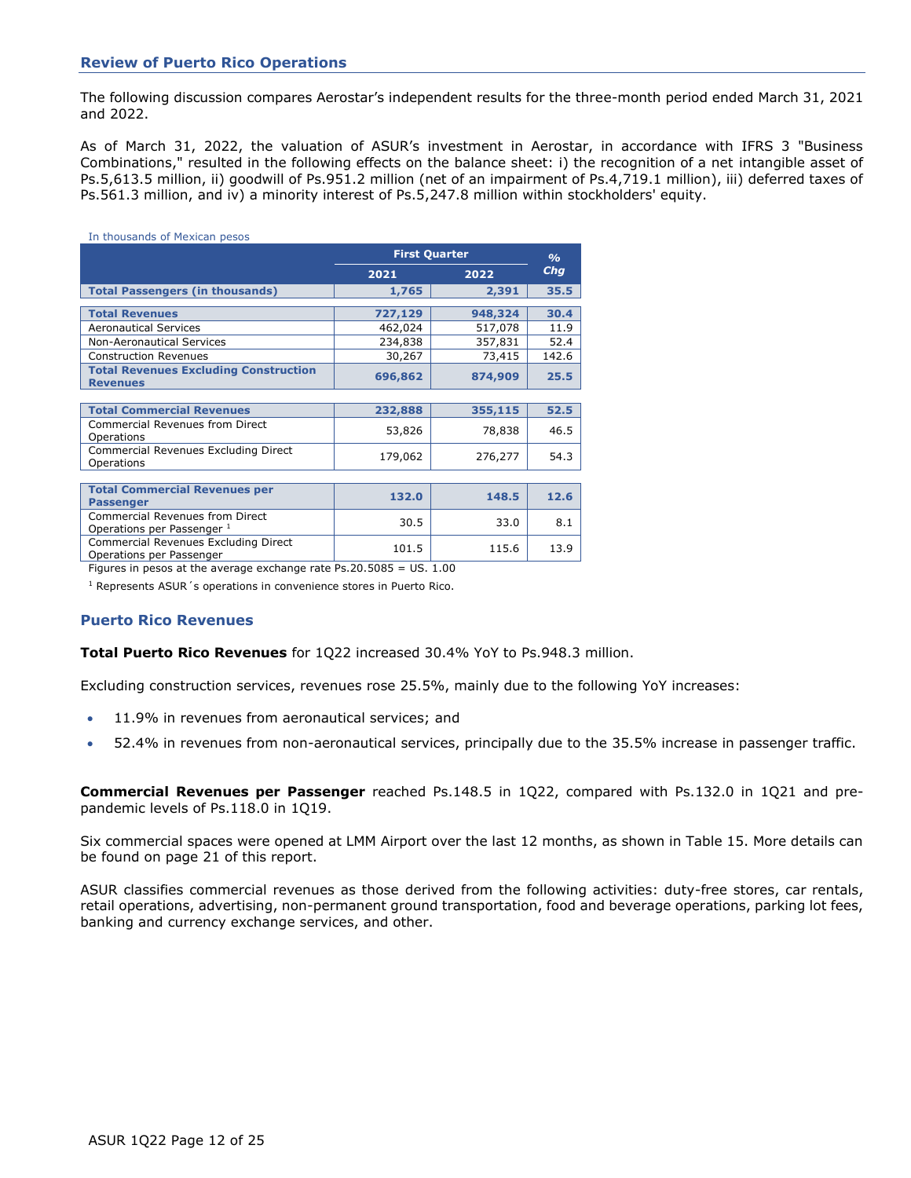## Review of Puerto Rico Operations

The following discussion compares Aerostar's independent results for the three-month period ended March 31, 2021 and 2022.

As of March 31, 2022, the valuation of ASUR's investment in Aerostar, in accordance with IFRS 3 "Business Combinations," resulted in the following effects on the balance sheet: i) the recognition of a net intangible asset of Ps.5,613.5 million, ii) goodwill of Ps.951.2 million (net of an impairment of Ps.4,719.1 million), iii) deferred taxes of Ps.561.3 million, and iv) a minority interest of Ps.5,247.8 million within stockholders' equity.

In thousands of Mexican pesos

| | First Quarter | | % Chg |
|---|---|---|---|
| | 2021 | 2022 | |
| **Total Passengers (in thousands)** | **1,765** | **2,391** | **35.5** |
| **Total Revenues** | **727,129** | **948,324** | **30.4** |
| Aeronautical Services | 462,024 | 517,078 | 11.9 |
| Non-Aeronautical Services | 234,838 | 357,831 | 52.4 |
| Construction Revenues | 30,267 | 73,415 | 142.6 |
| **Total Revenues Excluding Construction Revenues** | **696,862** | **874,909** | **25.5** |
| **Total Commercial Revenues** | **232,888** | **355,115** | **52.5** |
| Commercial Revenues from Direct Operations | 53,826 | 78,838 | 46.5 |
| Commercial Revenues Excluding Direct Operations | 179,062 | 276,277 | 54.3 |
| **Total Commercial Revenues per Passenger** | **132.0** | **148.5** | **12.6** |
| Commercial Revenues from Direct Operations per Passenger [1] | 30.5 | 33.0 | 8.1 |
| Commercial Revenues Excluding Direct Operations per Passenger | 101.5 | 115.6 | 13.9 |

Figures in pesos at the average exchange rate Ps.20.5085 = US. 1.00

[1] Represents ASUR´s operations in convenience stores in Puerto Rico.

### Puerto Rico Revenues

**Total Puerto Rico Revenues** for 1Q22 increased 30.4% YoY to Ps.948.3 million.

Excluding construction services, revenues rose 25.5%, mainly due to the following YoY increases:

- 11.9% in revenues from aeronautical services; and
- 52.4% in revenues from non-aeronautical services, principally due to the 35.5% increase in passenger traffic.

**Commercial Revenues per Passenger** reached Ps.148.5 in 1Q22, compared with Ps.132.0 in 1Q21 and pre-pandemic levels of Ps.118.0 in 1Q19.

Six commercial spaces were opened at LMM Airport over the last 12 months, as shown in Table 15. More details can be found on page 21 of this report.

ASUR classifies commercial revenues as those derived from the following activities: duty-free stores, car rentals, retail operations, advertising, non-permanent ground transportation, food and beverage operations, parking lot fees, banking and currency exchange services, and other.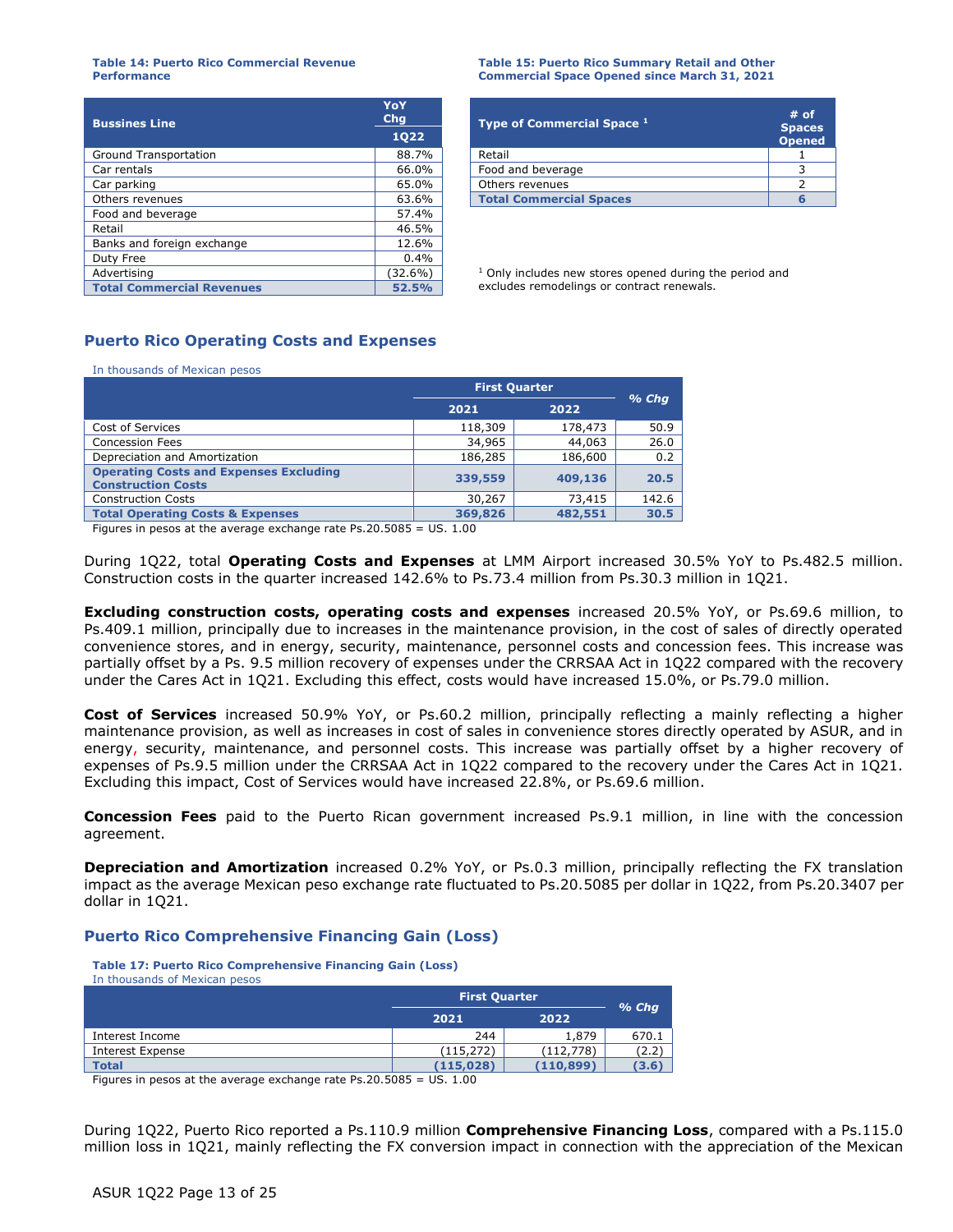**Table 14: Puerto Rico Commercial Revenue Performance**

| Bussines Line | YoY Chg 1Q22 |
|---|---|
| Ground Transportation | 88.7% |
| Car rentals | 66.0% |
| Car parking | 65.0% |
| Others revenues | 63.6% |
| Food and beverage | 57.4% |
| Retail | 46.5% |
| Banks and foreign exchange | 12.6% |
| Duty Free | 0.4% |
| Advertising | (32.6%) |
| **Total Commercial Revenues** | **52.5%** |

**Table 15: Puerto Rico Summary Retail and Other Commercial Space Opened since March 31, 2021**

| Type of Commercial Space [1] | # of Spaces Opened |
|---|---|
| Retail | 1 |
| Food and beverage | 3 |
| Others revenues | 2 |
| **Total Commercial Spaces** | **6** |

[1] Only includes new stores opened during the period and excludes remodelings or contract renewals.

## Puerto Rico Operating Costs and Expenses

In thousands of Mexican pesos

| | First Quarter | | % Chg |
|---|---|---|---|
| | 2021 | 2022 | |
| Cost of Services | 118,309 | 178,473 | 50.9 |
| Concession Fees | 34,965 | 44,063 | 26.0 |
| Depreciation and Amortization | 186,285 | 186,600 | 0.2 |
| **Operating Costs and Expenses Excluding Construction Costs** | **339,559** | **409,136** | **20.5** |
| Construction Costs | 30,267 | 73,415 | 142.6 |
| **Total Operating Costs & Expenses** | **369,826** | **482,551** | **30.5** |

Figures in pesos at the average exchange rate Ps.20.5085 = US. 1.00

During 1Q22, total **Operating Costs and Expenses** at LMM Airport increased 30.5% YoY to Ps.482.5 million. Construction costs in the quarter increased 142.6% to Ps.73.4 million from Ps.30.3 million in 1Q21.

**Excluding construction costs, operating costs and expenses** increased 20.5% YoY, or Ps.69.6 million, to Ps.409.1 million, principally due to increases in the maintenance provision, in the cost of sales of directly operated convenience stores, and in energy, security, maintenance, personnel costs and concession fees. This increase was partially offset by a Ps. 9.5 million recovery of expenses under the CRRSAA Act in 1Q22 compared with the recovery under the Cares Act in 1Q21. Excluding this effect, costs would have increased 15.0%, or Ps.79.0 million.

**Cost of Services** increased 50.9% YoY, or Ps.60.2 million, principally reflecting a mainly reflecting a higher maintenance provision, as well as increases in cost of sales in convenience stores directly operated by ASUR, and in energy, security, maintenance, and personnel costs. This increase was partially offset by a higher recovery of expenses of Ps.9.5 million under the CRRSAA Act in 1Q22 compared to the recovery under the Cares Act in 1Q21. Excluding this impact, Cost of Services would have increased 22.8%, or Ps.69.6 million.

**Concession Fees** paid to the Puerto Rican government increased Ps.9.1 million, in line with the concession agreement.

**Depreciation and Amortization** increased 0.2% YoY, or Ps.0.3 million, principally reflecting the FX translation impact as the average Mexican peso exchange rate fluctuated to Ps.20.5085 per dollar in 1Q22, from Ps.20.3407 per dollar in 1Q21.

## Puerto Rico Comprehensive Financing Gain (Loss)

**Table 17: Puerto Rico Comprehensive Financing Gain (Loss)**
In thousands of Mexican pesos

| | First Quarter | | % Chg |
|---|---|---|---|
| | 2021 | 2022 | |
| Interest Income | 244 | 1,879 | 670.1 |
| Interest Expense | (115,272) | (112,778) | (2.2) |
| **Total** | **(115,028)** | **(110,899)** | **(3.6)** |

Figures in pesos at the average exchange rate Ps.20.5085 = US. 1.00

During 1Q22, Puerto Rico reported a Ps.110.9 million **Comprehensive Financing Loss**, compared with a Ps.115.0 million loss in 1Q21, mainly reflecting the FX conversion impact in connection with the appreciation of the Mexican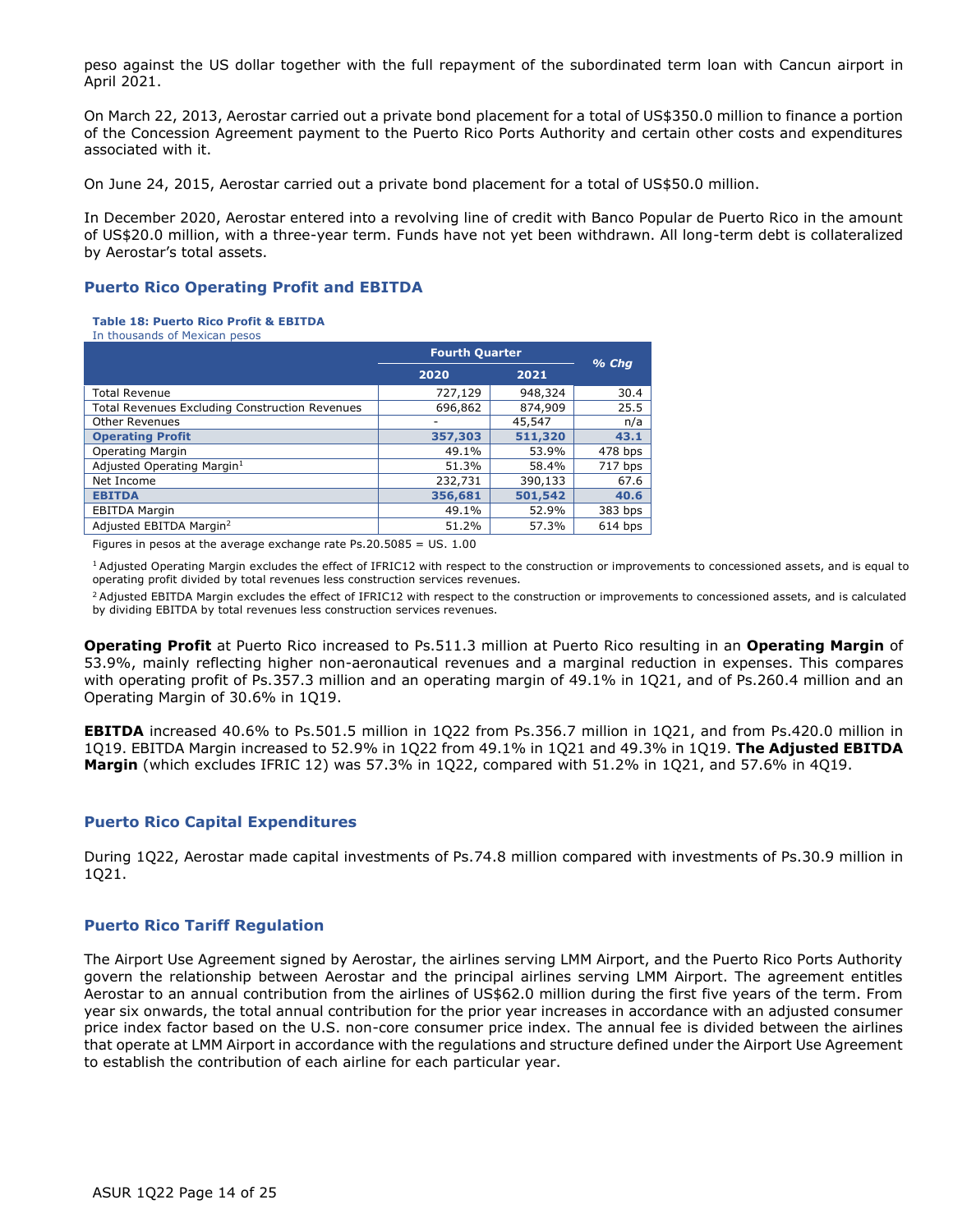peso against the US dollar together with the full repayment of the subordinated term loan with Cancun airport in April 2021.

On March 22, 2013, Aerostar carried out a private bond placement for a total of US$350.0 million to finance a portion of the Concession Agreement payment to the Puerto Rico Ports Authority and certain other costs and expenditures associated with it.

On June 24, 2015, Aerostar carried out a private bond placement for a total of US$50.0 million.

In December 2020, Aerostar entered into a revolving line of credit with Banco Popular de Puerto Rico in the amount of US$20.0 million, with a three-year term. Funds have not yet been withdrawn. All long-term debt is collateralized by Aerostar's total assets.

## Puerto Rico Operating Profit and EBITDA

**Table 18: Puerto Rico Profit & EBITDA**
In thousands of Mexican pesos

| | Fourth Quarter | | *% Chg* |
|---|---|---|---|
| | 2020 | 2021 | |
| Total Revenue | 727,129 | 948,324 | 30.4 |
| Total Revenues Excluding Construction Revenues | 696,862 | 874,909 | 25.5 |
| Other Revenues | - | 45,547 | n/a |
| **Operating Profit** | **357,303** | **511,320** | **43.1** |
| Operating Margin | 49.1% | 53.9% | 478 bps |
| Adjusted Operating Margin[1] | 51.3% | 58.4% | 717 bps |
| Net Income | 232,731 | 390,133 | 67.6 |
| **EBITDA** | **356,681** | **501,542** | **40.6** |
| EBITDA Margin | 49.1% | 52.9% | 383 bps |
| Adjusted EBITDA Margin[2] | 51.2% | 57.3% | 614 bps |

Figures in pesos at the average exchange rate Ps.20.5085 = US. 1.00

[1] Adjusted Operating Margin excludes the effect of IFRIC12 with respect to the construction or improvements to concessioned assets, and is equal to operating profit divided by total revenues less construction services revenues.

[2] Adjusted EBITDA Margin excludes the effect of IFRIC12 with respect to the construction or improvements to concessioned assets, and is calculated by dividing EBITDA by total revenues less construction services revenues.

**Operating Profit** at Puerto Rico increased to Ps.511.3 million at Puerto Rico resulting in an **Operating Margin** of 53.9%, mainly reflecting higher non-aeronautical revenues and a marginal reduction in expenses. This compares with operating profit of Ps.357.3 million and an operating margin of 49.1% in 1Q21, and of Ps.260.4 million and an Operating Margin of 30.6% in 1Q19.

**EBITDA** increased 40.6% to Ps.501.5 million in 1Q22 from Ps.356.7 million in 1Q21, and from Ps.420.0 million in 1Q19. EBITDA Margin increased to 52.9% in 1Q22 from 49.1% in 1Q21 and 49.3% in 1Q19. **The Adjusted EBITDA Margin** (which excludes IFRIC 12) was 57.3% in 1Q22, compared with 51.2% in 1Q21, and 57.6% in 4Q19.

## Puerto Rico Capital Expenditures

During 1Q22, Aerostar made capital investments of Ps.74.8 million compared with investments of Ps.30.9 million in 1Q21.

## Puerto Rico Tariff Regulation

The Airport Use Agreement signed by Aerostar, the airlines serving LMM Airport, and the Puerto Rico Ports Authority govern the relationship between Aerostar and the principal airlines serving LMM Airport. The agreement entitles Aerostar to an annual contribution from the airlines of US$62.0 million during the first five years of the term. From year six onwards, the total annual contribution for the prior year increases in accordance with an adjusted consumer price index factor based on the U.S. non-core consumer price index. The annual fee is divided between the airlines that operate at LMM Airport in accordance with the regulations and structure defined under the Airport Use Agreement to establish the contribution of each airline for each particular year.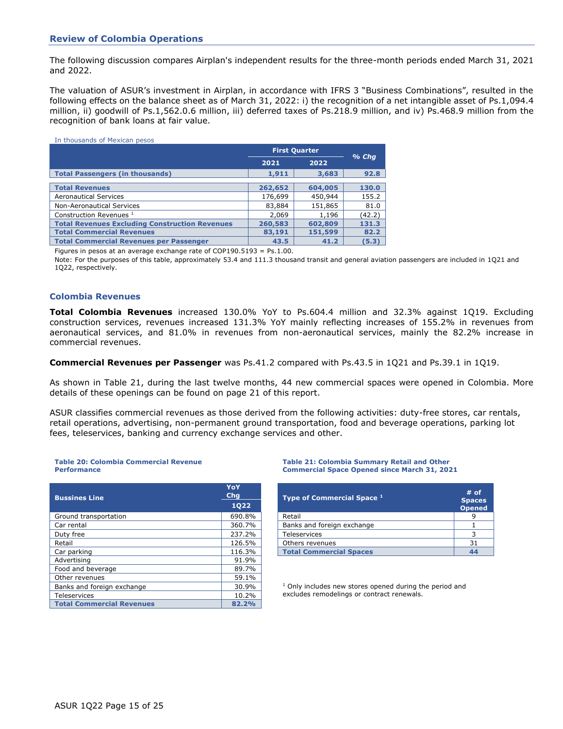## Review of Colombia Operations

The following discussion compares Airplan's independent results for the three-month periods ended March 31, 2021 and 2022.

The valuation of ASUR's investment in Airplan, in accordance with IFRS 3 "Business Combinations", resulted in the following effects on the balance sheet as of March 31, 2022: i) the recognition of a net intangible asset of Ps.1,094.4 million, ii) goodwill of Ps.1,562.0.6 million, iii) deferred taxes of Ps.218.9 million, and iv) Ps.468.9 million from the recognition of bank loans at fair value.

In thousands of Mexican pesos

| | First Quarter | | % Chg |
|---|---|---|---|
| | 2021 | 2022 | |
| **Total Passengers (in thousands)** | **1,911** | **3,683** | **92.8** |
| **Total Revenues** | **262,652** | **604,005** | **130.0** |
| Aeronautical Services | 176,699 | 450,944 | 155.2 |
| Non-Aeronautical Services | 83,884 | 151,865 | 81.0 |
| Construction Revenues [1] | 2,069 | 1,196 | (42.2) |
| **Total Revenues Excluding Construction Revenues** | **260,583** | **602,809** | **131.3** |
| **Total Commercial Revenues** | **83,191** | **151,599** | **82.2** |
| **Total Commercial Revenues per Passenger** | **43.5** | **41.2** | **(5.3)** |

Figures in pesos at an average exchange rate of COP190.5193 = Ps.1.00.

Note: For the purposes of this table, approximately 53.4 and 111.3 thousand transit and general aviation passengers are included in 1Q21 and 1Q22, respectively.

### Colombia Revenues

**Total Colombia Revenues** increased 130.0% YoY to Ps.604.4 million and 32.3% against 1Q19. Excluding construction services, revenues increased 131.3% YoY mainly reflecting increases of 155.2% in revenues from aeronautical services, and 81.0% in revenues from non-aeronautical services, mainly the 82.2% increase in commercial revenues.

**Commercial Revenues per Passenger** was Ps.41.2 compared with Ps.43.5 in 1Q21 and Ps.39.1 in 1Q19.

As shown in Table 21, during the last twelve months, 44 new commercial spaces were opened in Colombia. More details of these openings can be found on page 21 of this report.

ASUR classifies commercial revenues as those derived from the following activities: duty-free stores, car rentals, retail operations, advertising, non-permanent ground transportation, food and beverage operations, parking lot fees, teleservices, banking and currency exchange services and other.

**Table 20: Colombia Commercial Revenue Performance**

| Bussines Line | YoY Chg 1Q22 |
|---|---|
| Ground transportation | 690.8% |
| Car rental | 360.7% |
| Duty free | 237.2% |
| Retail | 126.5% |
| Car parking | 116.3% |
| Advertising | 91.9% |
| Food and beverage | 89.7% |
| Other revenues | 59.1% |
| Banks and foreign exchange | 30.9% |
| Teleservices | 10.2% |
| **Total Commercial Revenues** | **82.2%** |

**Table 21: Colombia Summary Retail and Other Commercial Space Opened since March 31, 2021**

| Type of Commercial Space [1] | # of Spaces Opened |
|---|---|
| Retail | 9 |
| Banks and foreign exchange | 1 |
| Teleservices | 3 |
| Others revenues | 31 |
| **Total Commercial Spaces** | **44** |

[1] Only includes new stores opened during the period and excludes remodelings or contract renewals.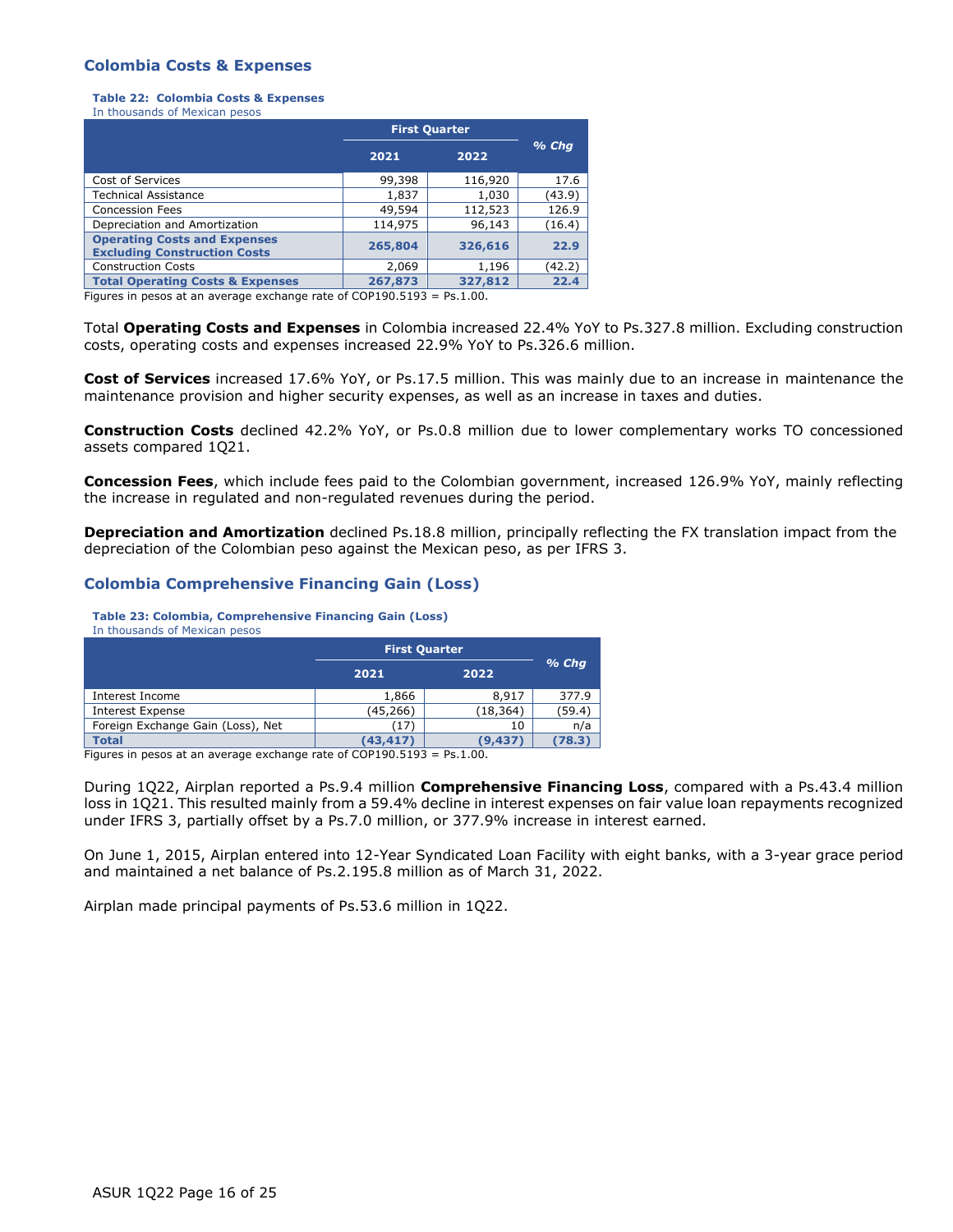## Colombia Costs & Expenses

**Table 22: Colombia Costs & Expenses**
In thousands of Mexican pesos

| | First Quarter | | % Chg |
|---|---|---|---|
| | 2021 | 2022 | |
| Cost of Services | 99,398 | 116,920 | 17.6 |
| Technical Assistance | 1,837 | 1,030 | (43.9) |
| Concession Fees | 49,594 | 112,523 | 126.9 |
| Depreciation and Amortization | 114,975 | 96,143 | (16.4) |
| **Operating Costs and Expenses Excluding Construction Costs** | **265,804** | **326,616** | **22.9** |
| Construction Costs | 2,069 | 1,196 | (42.2) |
| **Total Operating Costs & Expenses** | **267,873** | **327,812** | **22.4** |

Figures in pesos at an average exchange rate of COP190.5193 = Ps.1.00.

Total **Operating Costs and Expenses** in Colombia increased 22.4% YoY to Ps.327.8 million. Excluding construction costs, operating costs and expenses increased 22.9% YoY to Ps.326.6 million.

**Cost of Services** increased 17.6% YoY, or Ps.17.5 million. This was mainly due to an increase in maintenance the maintenance provision and higher security expenses, as well as an increase in taxes and duties.

**Construction Costs** declined 42.2% YoY, or Ps.0.8 million due to lower complementary works TO concessioned assets compared 1Q21.

**Concession Fees**, which include fees paid to the Colombian government, increased 126.9% YoY, mainly reflecting the increase in regulated and non-regulated revenues during the period.

**Depreciation and Amortization** declined Ps.18.8 million, principally reflecting the FX translation impact from the depreciation of the Colombian peso against the Mexican peso, as per IFRS 3.

## Colombia Comprehensive Financing Gain (Loss)

**Table 23: Colombia, Comprehensive Financing Gain (Loss)**
In thousands of Mexican pesos

| | First Quarter | | % Chg |
|---|---|---|---|
| | 2021 | 2022 | |
| Interest Income | 1,866 | 8,917 | 377.9 |
| Interest Expense | (45,266) | (18,364) | (59.4) |
| Foreign Exchange Gain (Loss), Net | (17) | 10 | n/a |
| **Total** | **(43,417)** | **(9,437)** | **(78.3)** |

Figures in pesos at an average exchange rate of COP190.5193 = Ps.1.00.

During 1Q22, Airplan reported a Ps.9.4 million **Comprehensive Financing Loss**, compared with a Ps.43.4 million loss in 1Q21. This resulted mainly from a 59.4% decline in interest expenses on fair value loan repayments recognized under IFRS 3, partially offset by a Ps.7.0 million, or 377.9% increase in interest earned.

On June 1, 2015, Airplan entered into 12-Year Syndicated Loan Facility with eight banks, with a 3-year grace period and maintained a net balance of Ps.2.195.8 million as of March 31, 2022.

Airplan made principal payments of Ps.53.6 million in 1Q22.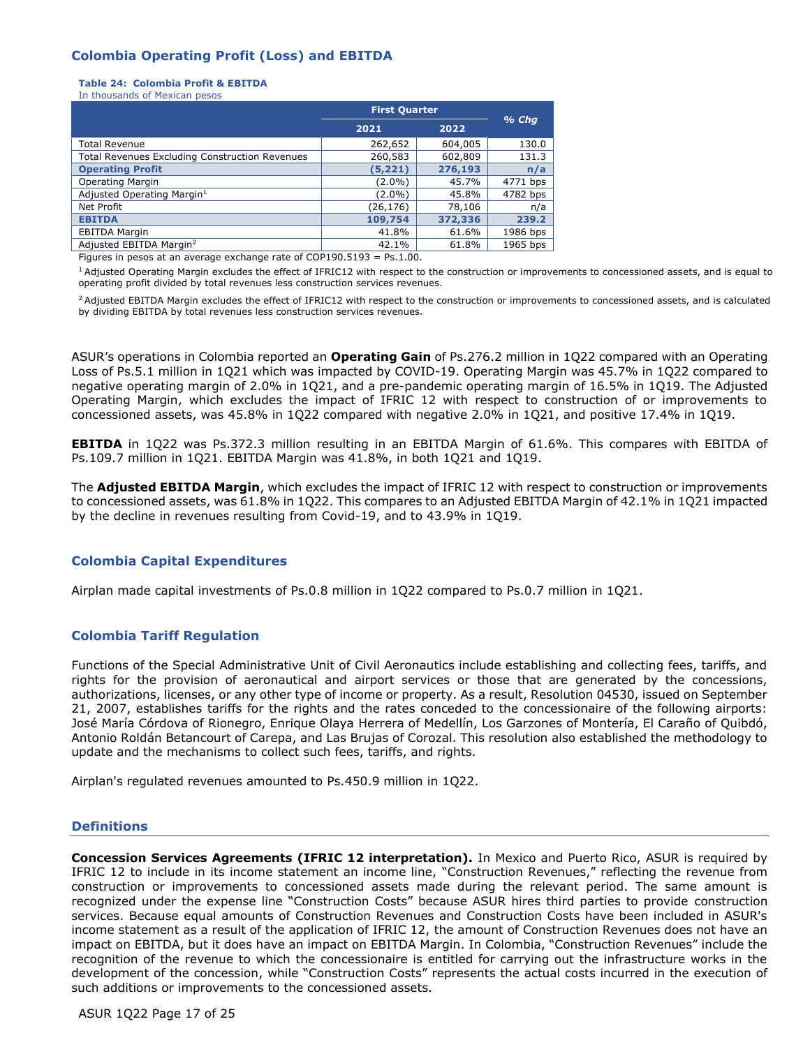## Colombia Operating Profit (Loss) and EBITDA

**Table 24: Colombia Profit & EBITDA**
In thousands of Mexican pesos

| | First Quarter | | % Chg |
|---|---|---|---|
| | 2021 | 2022 | |
| Total Revenue | 262,652 | 604,005 | 130.0 |
| Total Revenues Excluding Construction Revenues | 260,583 | 602,809 | 131.3 |
| **Operating Profit** | **(5,221)** | **276,193** | **n/a** |
| Operating Margin | (2.0%) | 45.7% | 4771 bps |
| Adjusted Operating Margin[1] | (2.0%) | 45.8% | 4782 bps |
| Net Profit | (26,176) | 78,106 | n/a |
| **EBITDA** | **109,754** | **372,336** | **239.2** |
| EBITDA Margin | 41.8% | 61.6% | 1986 bps |
| Adjusted EBITDA Margin[2] | 42.1% | 61.8% | 1965 bps |

Figures in pesos at an average exchange rate of COP190.5193 = Ps.1.00.

[1] Adjusted Operating Margin excludes the effect of IFRIC12 with respect to the construction or improvements to concessioned assets, and is equal to operating profit divided by total revenues less construction services revenues.

[2] Adjusted EBITDA Margin excludes the effect of IFRIC12 with respect to the construction or improvements to concessioned assets, and is calculated by dividing EBITDA by total revenues less construction services revenues.

ASUR's operations in Colombia reported an **Operating Gain** of Ps.276.2 million in 1Q22 compared with an Operating Loss of Ps.5.1 million in 1Q21 which was impacted by COVID-19. Operating Margin was 45.7% in 1Q22 compared to negative operating margin of 2.0% in 1Q21, and a pre-pandemic operating margin of 16.5% in 1Q19. The Adjusted Operating Margin, which excludes the impact of IFRIC 12 with respect to construction of or improvements to concessioned assets, was 45.8% in 1Q22 compared with negative 2.0% in 1Q21, and positive 17.4% in 1Q19.

**EBITDA** in 1Q22 was Ps.372.3 million resulting in an EBITDA Margin of 61.6%. This compares with EBITDA of Ps.109.7 million in 1Q21. EBITDA Margin was 41.8%, in both 1Q21 and 1Q19.

The **Adjusted EBITDA Margin**, which excludes the impact of IFRIC 12 with respect to construction or improvements to concessioned assets, was 61.8% in 1Q22. This compares to an Adjusted EBITDA Margin of 42.1% in 1Q21 impacted by the decline in revenues resulting from Covid-19, and to 43.9% in 1Q19.

## Colombia Capital Expenditures

Airplan made capital investments of Ps.0.8 million in 1Q22 compared to Ps.0.7 million in 1Q21.

## Colombia Tariff Regulation

Functions of the Special Administrative Unit of Civil Aeronautics include establishing and collecting fees, tariffs, and rights for the provision of aeronautical and airport services or those that are generated by the concessions, authorizations, licenses, or any other type of income or property. As a result, Resolution 04530, issued on September 21, 2007, establishes tariffs for the rights and the rates conceded to the concessionaire of the following airports: José María Córdova of Rionegro, Enrique Olaya Herrera of Medellín, Los Garzones of Montería, El Caraño of Quibdó, Antonio Roldán Betancourt of Carepa, and Las Brujas of Corozal. This resolution also established the methodology to update and the mechanisms to collect such fees, tariffs, and rights.

Airplan's regulated revenues amounted to Ps.450.9 million in 1Q22.

## Definitions

**Concession Services Agreements (IFRIC 12 interpretation).** In Mexico and Puerto Rico, ASUR is required by IFRIC 12 to include in its income statement an income line, "Construction Revenues," reflecting the revenue from construction or improvements to concessioned assets made during the relevant period. The same amount is recognized under the expense line "Construction Costs" because ASUR hires third parties to provide construction services. Because equal amounts of Construction Revenues and Construction Costs have been included in ASUR's income statement as a result of the application of IFRIC 12, the amount of Construction Revenues does not have an impact on EBITDA, but it does have an impact on EBITDA Margin. In Colombia, "Construction Revenues" include the recognition of the revenue to which the concessionaire is entitled for carrying out the infrastructure works in the development of the concession, while "Construction Costs" represents the actual costs incurred in the execution of such additions or improvements to the concessioned assets.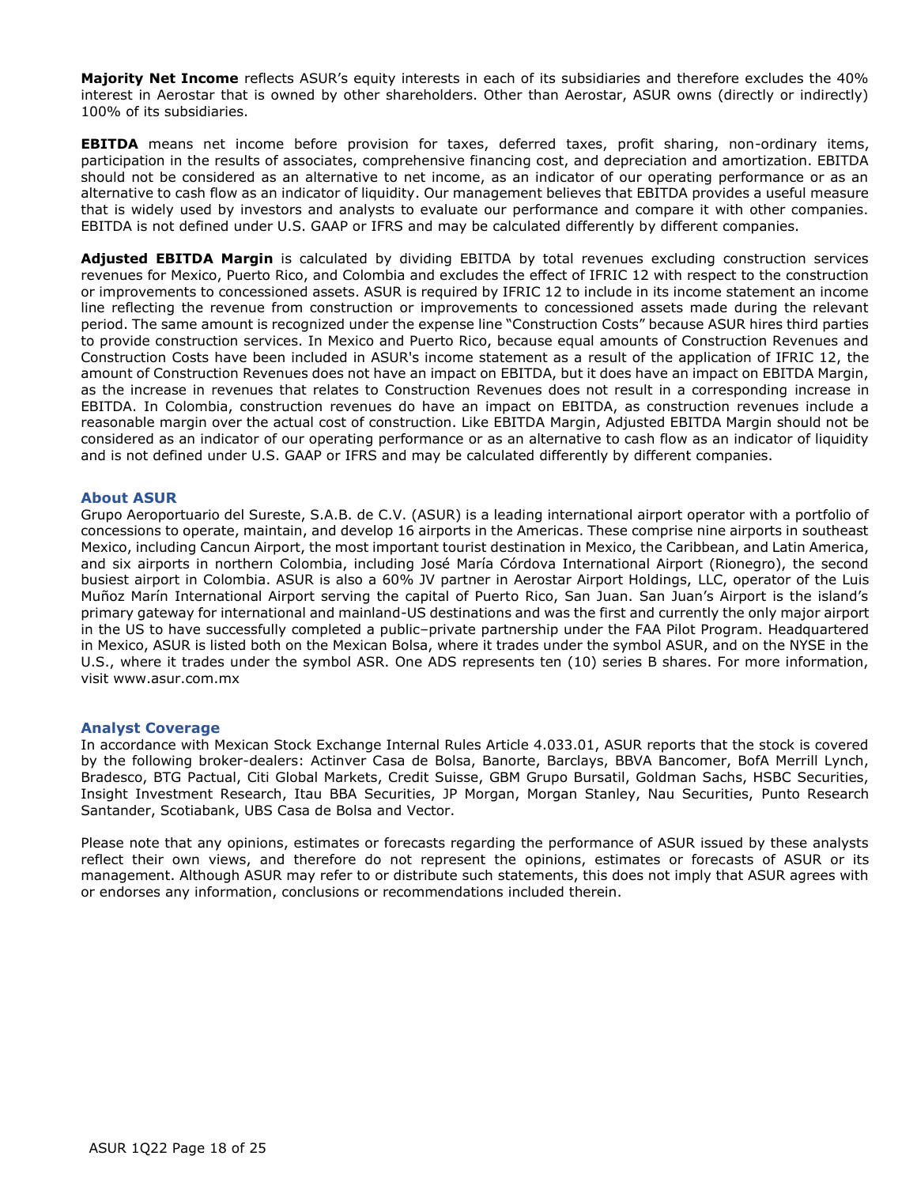**Majority Net Income** reflects ASUR's equity interests in each of its subsidiaries and therefore excludes the 40% interest in Aerostar that is owned by other shareholders. Other than Aerostar, ASUR owns (directly or indirectly) 100% of its subsidiaries.

**EBITDA** means net income before provision for taxes, deferred taxes, profit sharing, non-ordinary items, participation in the results of associates, comprehensive financing cost, and depreciation and amortization. EBITDA should not be considered as an alternative to net income, as an indicator of our operating performance or as an alternative to cash flow as an indicator of liquidity. Our management believes that EBITDA provides a useful measure that is widely used by investors and analysts to evaluate our performance and compare it with other companies. EBITDA is not defined under U.S. GAAP or IFRS and may be calculated differently by different companies.

**Adjusted EBITDA Margin** is calculated by dividing EBITDA by total revenues excluding construction services revenues for Mexico, Puerto Rico, and Colombia and excludes the effect of IFRIC 12 with respect to the construction or improvements to concessioned assets. ASUR is required by IFRIC 12 to include in its income statement an income line reflecting the revenue from construction or improvements to concessioned assets made during the relevant period. The same amount is recognized under the expense line "Construction Costs" because ASUR hires third parties to provide construction services. In Mexico and Puerto Rico, because equal amounts of Construction Revenues and Construction Costs have been included in ASUR's income statement as a result of the application of IFRIC 12, the amount of Construction Revenues does not have an impact on EBITDA, but it does have an impact on EBITDA Margin, as the increase in revenues that relates to Construction Revenues does not result in a corresponding increase in EBITDA. In Colombia, construction revenues do have an impact on EBITDA, as construction revenues include a reasonable margin over the actual cost of construction. Like EBITDA Margin, Adjusted EBITDA Margin should not be considered as an indicator of our operating performance or as an alternative to cash flow as an indicator of liquidity and is not defined under U.S. GAAP or IFRS and may be calculated differently by different companies.

## About ASUR

Grupo Aeroportuario del Sureste, S.A.B. de C.V. (ASUR) is a leading international airport operator with a portfolio of concessions to operate, maintain, and develop 16 airports in the Americas. These comprise nine airports in southeast Mexico, including Cancun Airport, the most important tourist destination in Mexico, the Caribbean, and Latin America, and six airports in northern Colombia, including José María Córdova International Airport (Rionegro), the second busiest airport in Colombia. ASUR is also a 60% JV partner in Aerostar Airport Holdings, LLC, operator of the Luis Muñoz Marín International Airport serving the capital of Puerto Rico, San Juan. San Juan's Airport is the island's primary gateway for international and mainland-US destinations and was the first and currently the only major airport in the US to have successfully completed a public–private partnership under the FAA Pilot Program. Headquartered in Mexico, ASUR is listed both on the Mexican Bolsa, where it trades under the symbol ASUR, and on the NYSE in the U.S., where it trades under the symbol ASR. One ADS represents ten (10) series B shares. For more information, visit www.asur.com.mx

## Analyst Coverage

In accordance with Mexican Stock Exchange Internal Rules Article 4.033.01, ASUR reports that the stock is covered by the following broker-dealers: Actinver Casa de Bolsa, Banorte, Barclays, BBVA Bancomer, BofA Merrill Lynch, Bradesco, BTG Pactual, Citi Global Markets, Credit Suisse, GBM Grupo Bursatil, Goldman Sachs, HSBC Securities, Insight Investment Research, Itau BBA Securities, JP Morgan, Morgan Stanley, Nau Securities, Punto Research Santander, Scotiabank, UBS Casa de Bolsa and Vector.

Please note that any opinions, estimates or forecasts regarding the performance of ASUR issued by these analysts reflect their own views, and therefore do not represent the opinions, estimates or forecasts of ASUR or its management. Although ASUR may refer to or distribute such statements, this does not imply that ASUR agrees with or endorses any information, conclusions or recommendations included therein.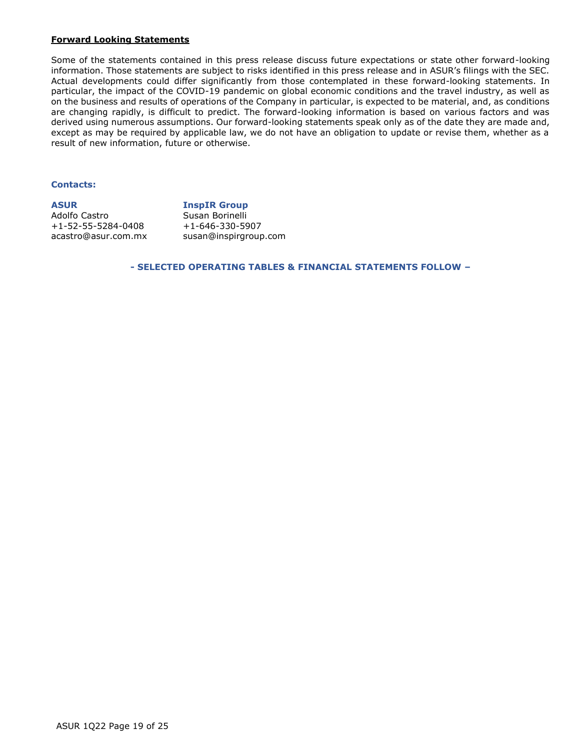**Forward Looking Statements**

Some of the statements contained in this press release discuss future expectations or state other forward-looking information. Those statements are subject to risks identified in this press release and in ASUR's filings with the SEC. Actual developments could differ significantly from those contemplated in these forward-looking statements. In particular, the impact of the COVID-19 pandemic on global economic conditions and the travel industry, as well as on the business and results of operations of the Company in particular, is expected to be material, and, as conditions are changing rapidly, is difficult to predict. The forward-looking information is based on various factors and was derived using numerous assumptions. Our forward-looking statements speak only as of the date they are made and, except as may be required by applicable law, we do not have an obligation to update or revise them, whether as a result of new information, future or otherwise.

**Contacts:**

**ASUR**
Adolfo Castro
+1-52-55-5284-0408
acastro@asur.com.mx

**InspIR Group**
Susan Borinelli
+1-646-330-5907
susan@inspirgroup.com

**- SELECTED OPERATING TABLES & FINANCIAL STATEMENTS FOLLOW –**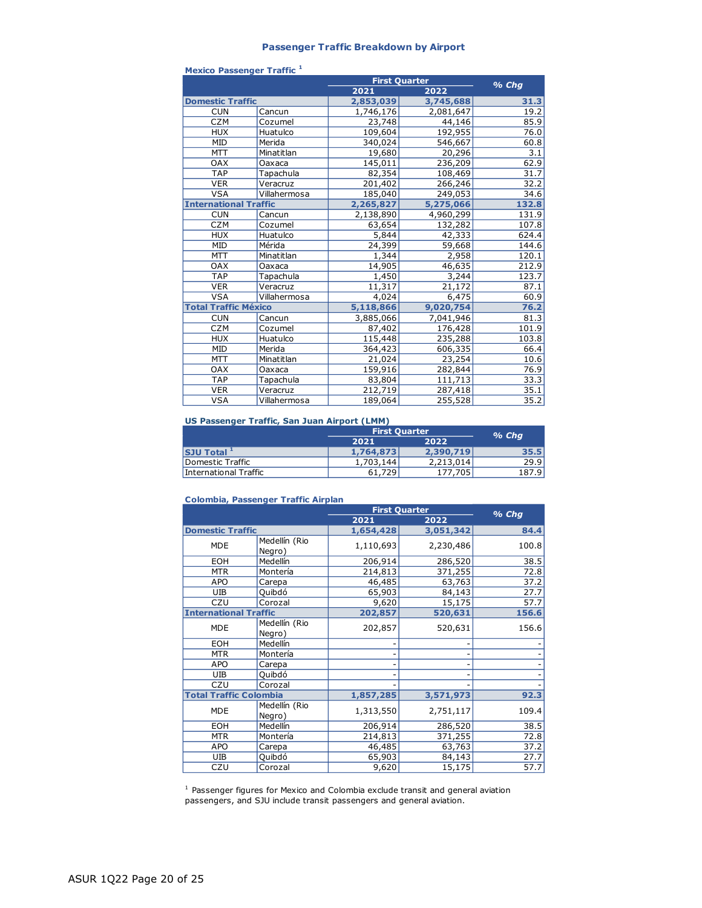## Passenger Traffic Breakdown by Airport

### Mexico Passenger Traffic [1]

| | | First Quarter | | % Chg |
|---|---|---|---|---|
| | | 2021 | 2022 | |
| **Domestic Traffic** | | **2,853,039** | **3,745,688** | **31.3** |
| CUN | Cancun | 1,746,176 | 2,081,647 | 19.2 |
| CZM | Cozumel | 23,748 | 44,146 | 85.9 |
| HUX | Huatulco | 109,604 | 192,955 | 76.0 |
| MID | Merida | 340,024 | 546,667 | 60.8 |
| MTT | Minatitlan | 19,680 | 20,296 | 3.1 |
| OAX | Oaxaca | 145,011 | 236,209 | 62.9 |
| TAP | Tapachula | 82,354 | 108,469 | 31.7 |
| VER | Veracruz | 201,402 | 266,246 | 32.2 |
| VSA | Villahermosa | 185,040 | 249,053 | 34.6 |
| **International Traffic** | | **2,265,827** | **5,275,066** | **132.8** |
| CUN | Cancun | 2,138,890 | 4,960,299 | 131.9 |
| CZM | Cozumel | 63,654 | 132,282 | 107.8 |
| HUX | Huatulco | 5,844 | 42,333 | 624.4 |
| MID | Mérida | 24,399 | 59,668 | 144.6 |
| MTT | Minatitlan | 1,344 | 2,958 | 120.1 |
| OAX | Oaxaca | 14,905 | 46,635 | 212.9 |
| TAP | Tapachula | 1,450 | 3,244 | 123.7 |
| VER | Veracruz | 11,317 | 21,172 | 87.1 |
| VSA | Villahermosa | 4,024 | 6,475 | 60.9 |
| **Total Traffic México** | | **5,118,866** | **9,020,754** | **76.2** |
| CUN | Cancun | 3,885,066 | 7,041,946 | 81.3 |
| CZM | Cozumel | 87,402 | 176,428 | 101.9 |
| HUX | Huatulco | 115,448 | 235,288 | 103.8 |
| MID | Merida | 364,423 | 606,335 | 66.4 |
| MTT | Minatitlan | 21,024 | 23,254 | 10.6 |
| OAX | Oaxaca | 159,916 | 282,844 | 76.9 |
| TAP | Tapachula | 83,804 | 111,713 | 33.3 |
| VER | Veracruz | 212,719 | 287,418 | 35.1 |
| VSA | Villahermosa | 189,064 | 255,528 | 35.2 |

### US Passenger Traffic, San Juan Airport (LMM)

| | First Quarter | | % Chg |
|---|---|---|---|
| | 2021 | 2022 | |
| **SJU Total [1]** | **1,764,873** | **2,390,719** | **35.5** |
| Domestic Traffic | 1,703,144 | 2,213,014 | 29.9 |
| International Traffic | 61,729 | 177,705 | 187.9 |

### Colombia, Passenger Traffic Airplan

| | | First Quarter | | % Chg |
|---|---|---|---|---|
| | | 2021 | 2022 | |
| **Domestic Traffic** | | **1,654,428** | **3,051,342** | **84.4** |
| MDE | Medellín (Rio Negro) | 1,110,693 | 2,230,486 | 100.8 |
| EOH | Medellín | 206,914 | 286,520 | 38.5 |
| MTR | Montería | 214,813 | 371,255 | 72.8 |
| APO | Carepa | 46,485 | 63,763 | 37.2 |
| UIB | Quibdó | 65,903 | 84,143 | 27.7 |
| CZU | Corozal | 9,620 | 15,175 | 57.7 |
| **International Traffic** | | **202,857** | **520,631** | **156.6** |
| MDE | Medellín (Rio Negro) | 202,857 | 520,631 | 156.6 |
| EOH | Medellín | - | - | - |
| MTR | Montería | - | - | - |
| APO | Carepa | - | - | - |
| UIB | Quibdó | - | - | - |
| CZU | Corozal | - | - | - |
| **Total Traffic Colombia** | | **1,857,285** | **3,571,973** | **92.3** |
| MDE | Medellín (Rio Negro) | 1,313,550 | 2,751,117 | 109.4 |
| EOH | Medellín | 206,914 | 286,520 | 38.5 |
| MTR | Montería | 214,813 | 371,255 | 72.8 |
| APO | Carepa | 46,485 | 63,763 | 37.2 |
| UIB | Quibdó | 65,903 | 84,143 | 27.7 |
| CZU | Corozal | 9,620 | 15,175 | 57.7 |

[1] Passenger figures for Mexico and Colombia exclude transit and general aviation passengers, and SJU include transit passengers and general aviation.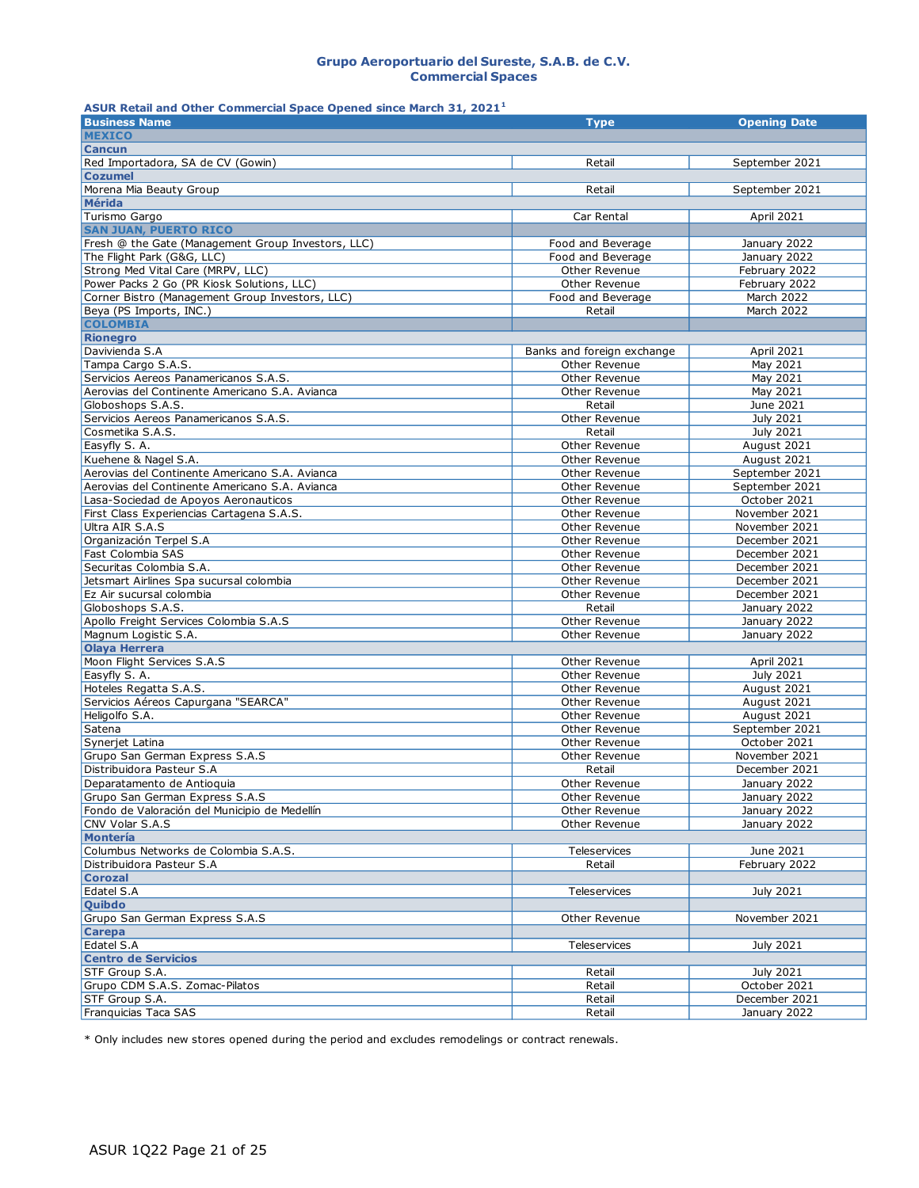# Grupo Aeroportuario del Sureste, S.A.B. de C.V.
## Commercial Spaces

**ASUR Retail and Other Commercial Space Opened since March 31, 2021[1]**

| Business Name | Type | Opening Date |
|---|---|---|
| **MEXICO** | | |
| **Cancun** | | |
| Red Importadora, SA de CV (Gowin) | Retail | September 2021 |
| **Cozumel** | | |
| Morena Mia Beauty Group | Retail | September 2021 |
| **Mérida** | | |
| Turismo Gargo | Car Rental | April 2021 |
| **SAN JUAN, PUERTO RICO** | | |
| Fresh @ the Gate (Management Group Investors, LLC) | Food and Beverage | January 2022 |
| The Flight Park (G&G, LLC) | Food and Beverage | January 2022 |
| Strong Med Vital Care (MRPV, LLC) | Other Revenue | February 2022 |
| Power Packs 2 Go (PR Kiosk Solutions, LLC) | Other Revenue | February 2022 |
| Corner Bistro (Management Group Investors, LLC) | Food and Beverage | March 2022 |
| Beya (PS Imports, INC.) | Retail | March 2022 |
| **COLOMBIA** | | |
| **Rionegro** | | |
| Davivienda S.A | Banks and foreign exchange | April 2021 |
| Tampa Cargo S.A.S. | Other Revenue | May 2021 |
| Servicios Aereos Panamericanos S.A.S. | Other Revenue | May 2021 |
| Aerovias del Continente Americano S.A. Avianca | Other Revenue | May 2021 |
| Globoshops S.A.S. | Retail | June 2021 |
| Servicios Aereos Panamericanos S.A.S. | Other Revenue | July 2021 |
| Cosmetika S.A.S. | Retail | July 2021 |
| Easyfly S. A. | Other Revenue | August 2021 |
| Kuehene & Nagel S.A. | Other Revenue | August 2021 |
| Aerovias del Continente Americano S.A. Avianca | Other Revenue | September 2021 |
| Aerovias del Continente Americano S.A. Avianca | Other Revenue | September 2021 |
| Lasa-Sociedad de Apoyos Aeronauticos | Other Revenue | October 2021 |
| First Class Experiencias Cartagena S.A.S. | Other Revenue | November 2021 |
| Ultra AIR S.A.S | Other Revenue | November 2021 |
| Organización Terpel S.A | Other Revenue | December 2021 |
| Fast Colombia SAS | Other Revenue | December 2021 |
| Securitas Colombia S.A. | Other Revenue | December 2021 |
| Jetsmart Airlines Spa sucursal colombia | Other Revenue | December 2021 |
| Ez Air sucursal colombia | Other Revenue | December 2021 |
| Globoshops S.A.S. | Retail | January 2022 |
| Apollo Freight Services Colombia S.A.S | Other Revenue | January 2022 |
| Magnum Logistic S.A. | Other Revenue | January 2022 |
| **Olaya Herrera** | | |
| Moon Flight Services S.A.S | Other Revenue | April 2021 |
| Easyfly S. A. | Other Revenue | July 2021 |
| Hoteles Regatta S.A.S. | Other Revenue | August 2021 |
| Servicios Aéreos Capurgana "SEARCA" | Other Revenue | August 2021 |
| Heligolfo S.A. | Other Revenue | August 2021 |
| Satena | Other Revenue | September 2021 |
| Synerjet Latina | Other Revenue | October 2021 |
| Grupo San German Express S.A.S | Other Revenue | November 2021 |
| Distribuidora Pasteur S.A | Retail | December 2021 |
| Deparatamento de Antioquia | Other Revenue | January 2022 |
| Grupo San German Express S.A.S | Other Revenue | January 2022 |
| Fondo de Valoración del Municipio de Medellín | Other Revenue | January 2022 |
| CNV Volar S.A.S | Other Revenue | January 2022 |
| **Montería** | | |
| Columbus Networks de Colombia S.A.S. | Teleservices | June 2021 |
| Distribuidora Pasteur S.A | Retail | February 2022 |
| **Corozal** | | |
| Edatel S.A | Teleservices | July 2021 |
| **Quibdo** | | |
| Grupo San German Express S.A.S | Other Revenue | November 2021 |
| **Carepa** | | |
| Edatel S.A | Teleservices | July 2021 |
| **Centro de Servicios** | | |
| STF Group S.A. | Retail | July 2021 |
| Grupo CDM S.A.S. Zomac-Pilatos | Retail | October 2021 |
| STF Group S.A. | Retail | December 2021 |
| Franquicias Taca SAS | Retail | January 2022 |

* Only includes new stores opened during the period and excludes remodelings or contract renewals.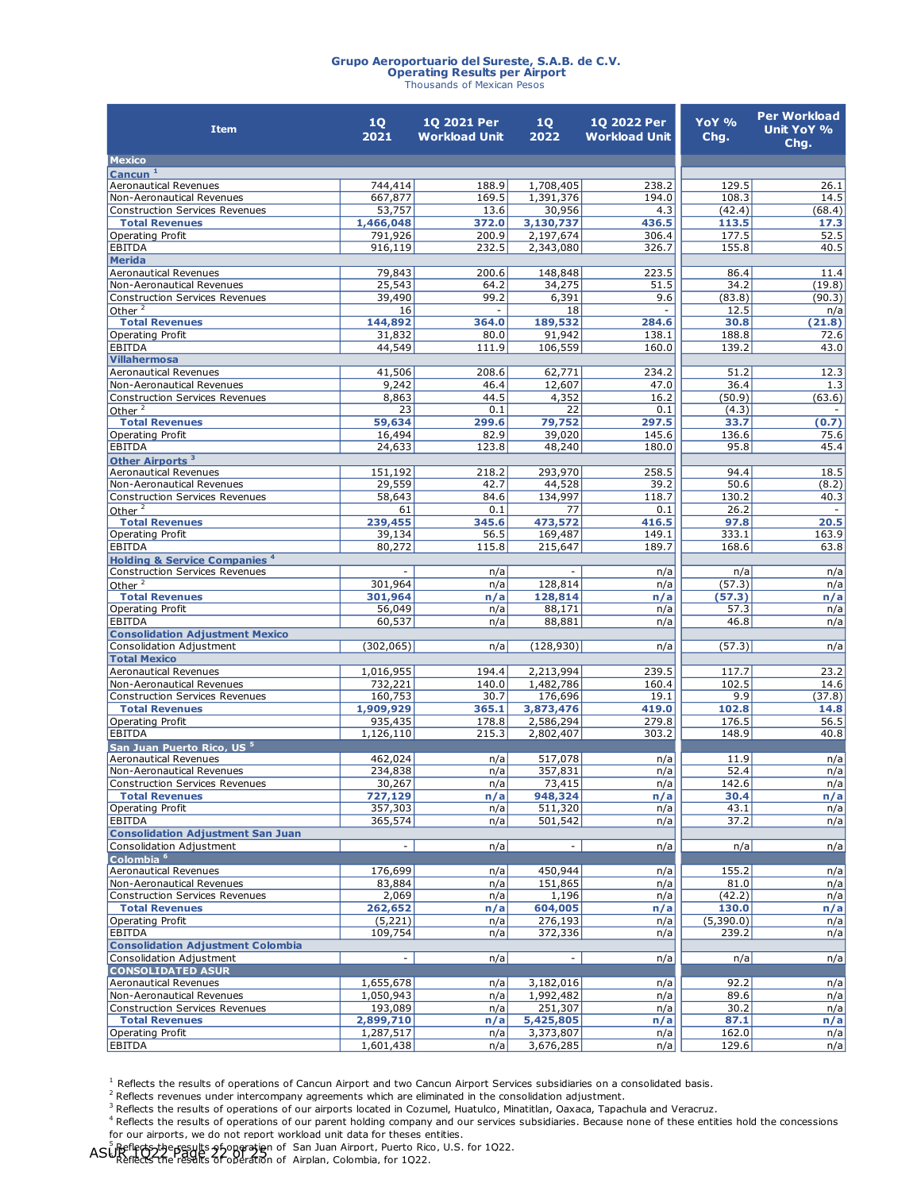**Grupo Aeroportuario del Sureste, S.A.B. de C.V.**
**Operating Results per Airport**
Thousands of Mexican Pesos

| Item | 1Q 2021 | 1Q 2021 Per Workload Unit | 1Q 2022 | 1Q 2022 Per Workload Unit | YoY % Chg. | Per Workload Unit YoY % Chg. |
|---|---|---|---|---|---|---|
| **Mexico** | | | | | | |
| **Cancun** [1] | | | | | | |
| Aeronautical Revenues | 744,414 | 188.9 | 1,708,405 | 238.2 | 129.5 | 26.1 |
| Non-Aeronautical Revenues | 667,877 | 169.5 | 1,391,376 | 194.0 | 108.3 | 14.5 |
| Construction Services Revenues | 53,757 | 13.6 | 30,956 | 4.3 | (42.4) | (68.4) |
| **Total Revenues** | **1,466,048** | **372.0** | **3,130,737** | **436.5** | **113.5** | **17.3** |
| Operating Profit | 791,926 | 200.9 | 2,197,674 | 306.4 | 177.5 | 52.5 |
| EBITDA | 916,119 | 232.5 | 2,343,080 | 326.7 | 155.8 | 40.5 |
| **Merida** | | | | | | |
| Aeronautical Revenues | 79,843 | 200.6 | 148,848 | 223.5 | 86.4 | 11.4 |
| Non-Aeronautical Revenues | 25,543 | 64.2 | 34,275 | 51.5 | 34.2 | (19.8) |
| Construction Services Revenues | 39,490 | 99.2 | 6,391 | 9.6 | (83.8) | (90.3) |
| Other [2] | 16 | - | 18 | - | 12.5 | n/a |
| **Total Revenues** | **144,892** | **364.0** | **189,532** | **284.6** | **30.8** | **(21.8)** |
| Operating Profit | 31,832 | 80.0 | 91,942 | 138.1 | 188.8 | 72.6 |
| EBITDA | 44,549 | 111.9 | 106,559 | 160.0 | 139.2 | 43.0 |
| **Villahermosa** | | | | | | |
| Aeronautical Revenues | 41,506 | 208.6 | 62,771 | 234.2 | 51.2 | 12.3 |
| Non-Aeronautical Revenues | 9,242 | 46.4 | 12,607 | 47.0 | 36.4 | 1.3 |
| Construction Services Revenues | 8,863 | 44.5 | 4,352 | 16.2 | (50.9) | (63.6) |
| Other [2] | 23 | 0.1 | 22 | 0.1 | (4.3) | - |
| **Total Revenues** | **59,634** | **299.6** | **79,752** | **297.5** | **33.7** | **(0.7)** |
| Operating Profit | 16,494 | 82.9 | 39,020 | 145.6 | 136.6 | 75.6 |
| EBITDA | 24,633 | 123.8 | 48,240 | 180.0 | 95.8 | 45.4 |
| **Other Airports** [3] | | | | | | |
| Aeronautical Revenues | 151,192 | 218.2 | 293,970 | 258.5 | 94.4 | 18.5 |
| Non-Aeronautical Revenues | 29,559 | 42.7 | 44,528 | 39.2 | 50.6 | (8.2) |
| Construction Services Revenues | 58,643 | 84.6 | 134,997 | 118.7 | 130.2 | 40.3 |
| Other [2] | 61 | 0.1 | 77 | 0.1 | 26.2 | - |
| **Total Revenues** | **239,455** | **345.6** | **473,572** | **416.5** | **97.8** | **20.5** |
| Operating Profit | 39,134 | 56.5 | 169,487 | 149.1 | 333.1 | 163.9 |
| EBITDA | 80,272 | 115.8 | 215,647 | 189.7 | 168.6 | 63.8 |
| **Holding & Service Companies** [4] | | | | | | |
| Construction Services Revenues | - | n/a | - | n/a | n/a | n/a |
| Other [2] | 301,964 | n/a | 128,814 | n/a | (57.3) | n/a |
| **Total Revenues** | **301,964** | **n/a** | **128,814** | **n/a** | **(57.3)** | **n/a** |
| Operating Profit | 56,049 | n/a | 88,171 | n/a | 57.3 | n/a |
| EBITDA | 60,537 | n/a | 88,881 | n/a | 46.8 | n/a |
| **Consolidation Adjustment Mexico** | | | | | | |
| Consolidation Adjustment | (302,065) | n/a | (128,930) | n/a | (57.3) | n/a |
| **Total Mexico** | | | | | | |
| Aeronautical Revenues | 1,016,955 | 194.4 | 2,213,994 | 239.5 | 117.7 | 23.2 |
| Non-Aeronautical Revenues | 732,221 | 140.0 | 1,482,786 | 160.4 | 102.5 | 14.6 |
| Construction Services Revenues | 160,753 | 30.7 | 176,696 | 19.1 | 9.9 | (37.8) |
| **Total Revenues** | **1,909,929** | **365.1** | **3,873,476** | **419.0** | **102.8** | **14.8** |
| Operating Profit | 935,435 | 178.8 | 2,586,294 | 279.8 | 176.5 | 56.5 |
| EBITDA | 1,126,110 | 215.3 | 2,802,407 | 303.2 | 148.9 | 40.8 |
| **San Juan Puerto Rico, US** [5] | | | | | | |
| Aeronautical Revenues | 462,024 | n/a | 517,078 | n/a | 11.9 | n/a |
| Non-Aeronautical Revenues | 234,838 | n/a | 357,831 | n/a | 52.4 | n/a |
| Construction Services Revenues | 30,267 | n/a | 73,415 | n/a | 142.6 | n/a |
| **Total Revenues** | **727,129** | **n/a** | **948,324** | **n/a** | **30.4** | **n/a** |
| Operating Profit | 357,303 | n/a | 511,320 | n/a | 43.1 | n/a |
| EBITDA | 365,574 | n/a | 501,542 | n/a | 37.2 | n/a |
| **Consolidation Adjustment San Juan** | | | | | | |
| Consolidation Adjustment | - | n/a | - | n/a | n/a | n/a |
| **Colombia** [6] | | | | | | |
| Aeronautical Revenues | 176,699 | n/a | 450,944 | n/a | 155.2 | n/a |
| Non-Aeronautical Revenues | 83,884 | n/a | 151,865 | n/a | 81.0 | n/a |
| Construction Services Revenues | 2,069 | n/a | 1,196 | n/a | (42.2) | n/a |
| **Total Revenues** | **262,652** | **n/a** | **604,005** | **n/a** | **130.0** | **n/a** |
| Operating Profit | (5,221) | n/a | 276,193 | n/a | (5,390.0) | n/a |
| EBITDA | 109,754 | n/a | 372,336 | n/a | 239.2 | n/a |
| **Consolidation Adjustment Colombia** | | | | | | |
| Consolidation Adjustment | - | n/a | - | n/a | n/a | n/a |
| **CONSOLIDATED ASUR** | | | | | | |
| Aeronautical Revenues | 1,655,678 | n/a | 3,182,016 | n/a | 92.2 | n/a |
| Non-Aeronautical Revenues | 1,050,943 | n/a | 1,992,482 | n/a | 89.6 | n/a |
| Construction Services Revenues | 193,089 | n/a | 251,307 | n/a | 30.2 | n/a |
| **Total Revenues** | **2,899,710** | **n/a** | **5,425,805** | **n/a** | **87.1** | **n/a** |
| Operating Profit | 1,287,517 | n/a | 3,373,807 | n/a | 162.0 | n/a |
| EBITDA | 1,601,438 | n/a | 3,676,285 | n/a | 129.6 | n/a |

[1] Reflects the results of operations of Cancun Airport and two Cancun Airport Services subsidiaries on a consolidated basis.
[2] Reflects revenues under intercompany agreements which are eliminated in the consolidation adjustment.
[3] Reflects the results of operations of our airports located in Cozumel, Huatulco, Minatitlan, Oaxaca, Tapachula and Veracruz.
[4] Reflects the results of operations of our parent holding company and our services subsidiaries. Because none of these entities hold the concessions for our airports, we do not report workload unit data for theses entities.
[5] Reflects the results of operation of San Juan Airport, Puerto Rico, U.S. for 1Q22.
[6] Reflects the results of operation of Airplan, Colombia, for 1Q22.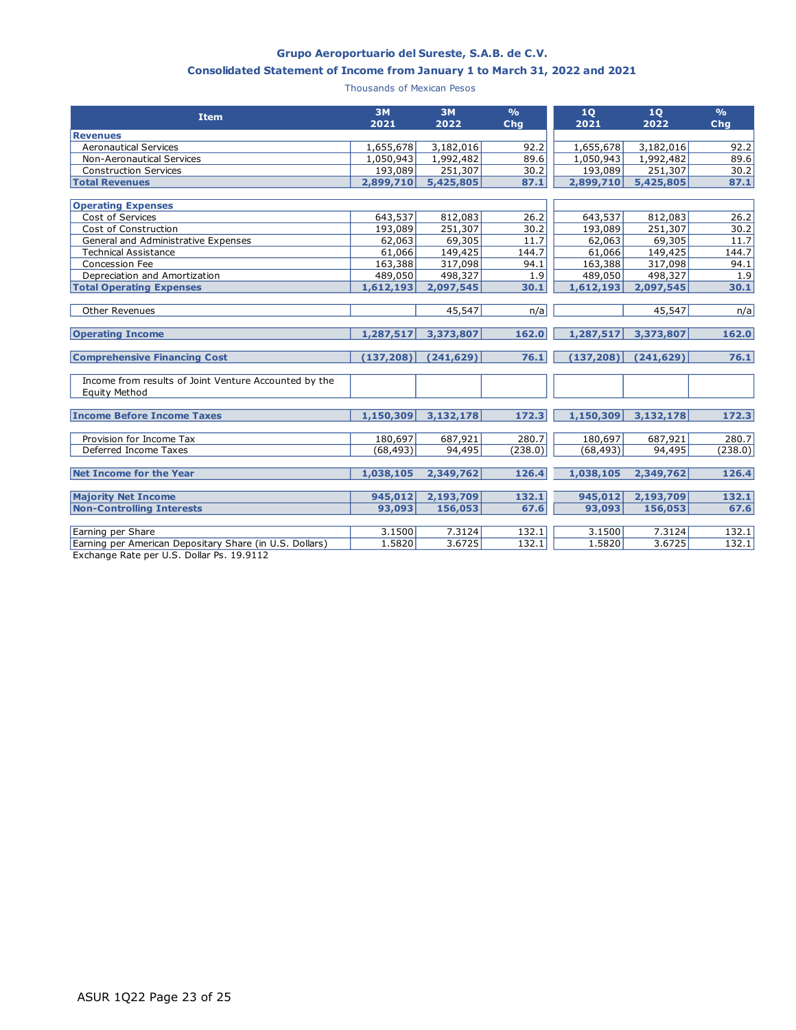### Grupo Aeroportuario del Sureste, S.A.B. de C.V.

### Consolidated Statement of Income from January 1 to March 31, 2022 and 2021

Thousands of Mexican Pesos

| Item | 3M 2021 | 3M 2022 | % Chg | 1Q 2021 | 1Q 2022 | % Chg |
|---|---|---|---|---|---|---|
| **Revenues** | | | | | | |
| Aeronautical Services | 1,655,678 | 3,182,016 | 92.2 | 1,655,678 | 3,182,016 | 92.2 |
| Non-Aeronautical Services | 1,050,943 | 1,992,482 | 89.6 | 1,050,943 | 1,992,482 | 89.6 |
| Construction Services | 193,089 | 251,307 | 30.2 | 193,089 | 251,307 | 30.2 |
| **Total Revenues** | **2,899,710** | **5,425,805** | **87.1** | **2,899,710** | **5,425,805** | **87.1** |
| | | | | | | |
| **Operating Expenses** | | | | | | |
| Cost of Services | 643,537 | 812,083 | 26.2 | 643,537 | 812,083 | 26.2 |
| Cost of Construction | 193,089 | 251,307 | 30.2 | 193,089 | 251,307 | 30.2 |
| General and Administrative Expenses | 62,063 | 69,305 | 11.7 | 62,063 | 69,305 | 11.7 |
| Technical Assistance | 61,066 | 149,425 | 144.7 | 61,066 | 149,425 | 144.7 |
| Concession Fee | 163,388 | 317,098 | 94.1 | 163,388 | 317,098 | 94.1 |
| Depreciation and Amortization | 489,050 | 498,327 | 1.9 | 489,050 | 498,327 | 1.9 |
| **Total Operating Expenses** | **1,612,193** | **2,097,545** | **30.1** | **1,612,193** | **2,097,545** | **30.1** |
| | | | | | | |
| Other Revenues | | 45,547 | n/a | | 45,547 | n/a |
| | | | | | | |
| **Operating Income** | **1,287,517** | **3,373,807** | **162.0** | **1,287,517** | **3,373,807** | **162.0** |
| | | | | | | |
| **Comprehensive Financing Cost** | **(137,208)** | **(241,629)** | **76.1** | **(137,208)** | **(241,629)** | **76.1** |
| | | | | | | |
| Income from results of Joint Venture Accounted by the Equity Method | | | | | | |
| | | | | | | |
| **Income Before Income Taxes** | **1,150,309** | **3,132,178** | **172.3** | **1,150,309** | **3,132,178** | **172.3** |
| | | | | | | |
| Provision for Income Tax | 180,697 | 687,921 | 280.7 | 180,697 | 687,921 | 280.7 |
| Deferred Income Taxes | (68,493) | 94,495 | (238.0) | (68,493) | 94,495 | (238.0) |
| | | | | | | |
| **Net Income for the Year** | **1,038,105** | **2,349,762** | **126.4** | **1,038,105** | **2,349,762** | **126.4** |
| | | | | | | |
| **Majority Net Income** | **945,012** | **2,193,709** | **132.1** | **945,012** | **2,193,709** | **132.1** |
| **Non-Controlling Interests** | **93,093** | **156,053** | **67.6** | **93,093** | **156,053** | **67.6** |
| | | | | | | |
| Earning per Share | 3.1500 | 7.3124 | 132.1 | 3.1500 | 7.3124 | 132.1 |
| Earning per American Depositary Share (in U.S. Dollars) | 1.5820 | 3.6725 | 132.1 | 1.5820 | 3.6725 | 132.1 |

Exchange Rate per U.S. Dollar Ps. 19.9112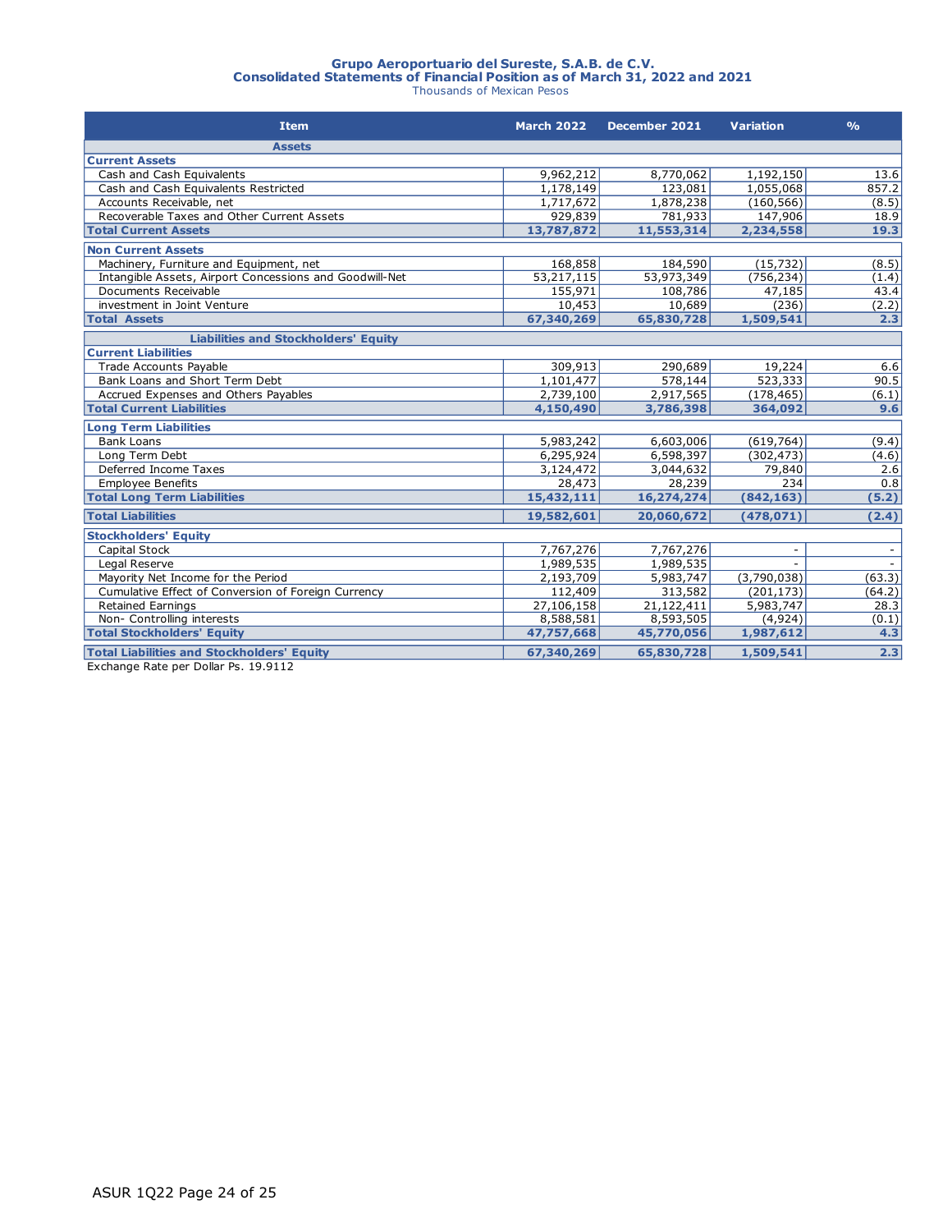# Grupo Aeroportuario del Sureste, S.A.B. de C.V.

## Consolidated Statements of Financial Position as of March 31, 2022 and 2021

Thousands of Mexican Pesos

| Item | March 2022 | December 2021 | Variation | % |
|---|---|---|---|---|
| **Assets** | | | | |
| **Current Assets** | | | | |
| Cash and Cash Equivalents | 9,962,212 | 8,770,062 | 1,192,150 | 13.6 |
| Cash and Cash Equivalents Restricted | 1,178,149 | 123,081 | 1,055,068 | 857.2 |
| Accounts Receivable, net | 1,717,672 | 1,878,238 | (160,566) | (8.5) |
| Recoverable Taxes and Other Current Assets | 929,839 | 781,933 | 147,906 | 18.9 |
| **Total Current Assets** | **13,787,872** | **11,553,314** | **2,234,558** | **19.3** |
| **Non Current Assets** | | | | |
| Machinery, Furniture and Equipment, net | 168,858 | 184,590 | (15,732) | (8.5) |
| Intangible Assets, Airport Concessions and Goodwill-Net | 53,217,115 | 53,973,349 | (756,234) | (1.4) |
| Documents Receivable | 155,971 | 108,786 | 47,185 | 43.4 |
| investment in Joint Venture | 10,453 | 10,689 | (236) | (2.2) |
| **Total Assets** | **67,340,269** | **65,830,728** | **1,509,541** | **2.3** |
| **Liabilities and Stockholders' Equity** | | | | |
| **Current Liabilities** | | | | |
| Trade Accounts Payable | 309,913 | 290,689 | 19,224 | 6.6 |
| Bank Loans and Short Term Debt | 1,101,477 | 578,144 | 523,333 | 90.5 |
| Accrued Expenses and Others Payables | 2,739,100 | 2,917,565 | (178,465) | (6.1) |
| **Total Current Liabilities** | **4,150,490** | **3,786,398** | **364,092** | **9.6** |
| **Long Term Liabilities** | | | | |
| Bank Loans | 5,983,242 | 6,603,006 | (619,764) | (9.4) |
| Long Term Debt | 6,295,924 | 6,598,397 | (302,473) | (4.6) |
| Deferred Income Taxes | 3,124,472 | 3,044,632 | 79,840 | 2.6 |
| Employee Benefits | 28,473 | 28,239 | 234 | 0.8 |
| **Total Long Term Liabilities** | **15,432,111** | **16,274,274** | **(842,163)** | **(5.2)** |
| **Total Liabilities** | **19,582,601** | **20,060,672** | **(478,071)** | **(2.4)** |
| **Stockholders' Equity** | | | | |
| Capital Stock | 7,767,276 | 7,767,276 | - | - |
| Legal Reserve | 1,989,535 | 1,989,535 | - | - |
| Mayority Net Income for the Period | 2,193,709 | 5,983,747 | (3,790,038) | (63.3) |
| Cumulative Effect of Conversion of Foreign Currency | 112,409 | 313,582 | (201,173) | (64.2) |
| Retained Earnings | 27,106,158 | 21,122,411 | 5,983,747 | 28.3 |
| Non- Controlling interests | 8,588,581 | 8,593,505 | (4,924) | (0.1) |
| **Total Stockholders' Equity** | **47,757,668** | **45,770,056** | **1,987,612** | **4.3** |
| **Total Liabilities and Stockholders' Equity** | **67,340,269** | **65,830,728** | **1,509,541** | **2.3** |

Exchange Rate per Dollar Ps. 19.9112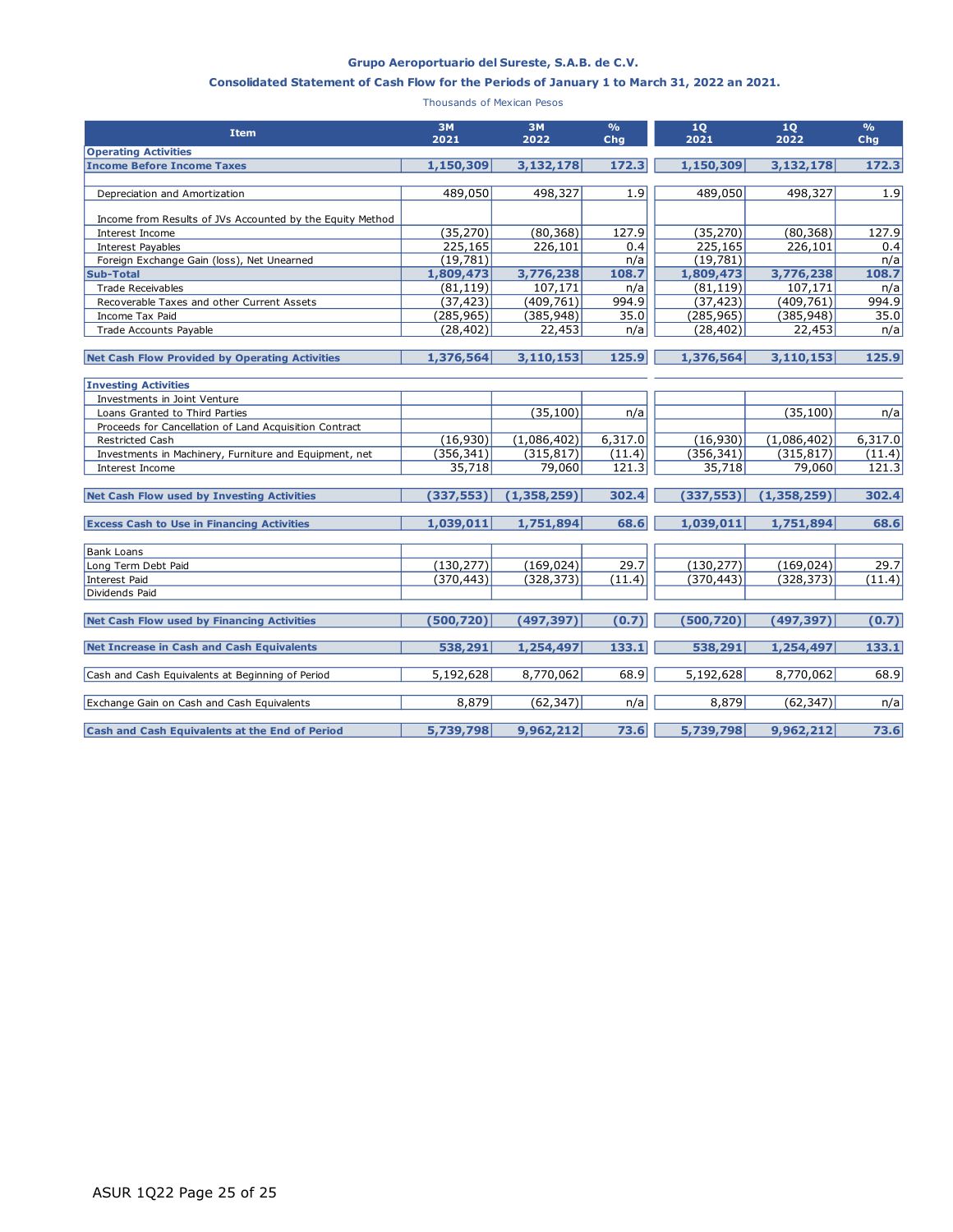**Grupo Aeroportuario del Sureste, S.A.B. de C.V.**

**Consolidated Statement of Cash Flow for the Periods of January 1 to March 31, 2022 an 2021.**

Thousands of Mexican Pesos

| Item | 3M 2021 | 3M 2022 | % Chg | 1Q 2021 | 1Q 2022 | % Chg |
|---|---|---|---|---|---|---|
| **Operating Activities** | | | | | | |
| **Income Before Income Taxes** | **1,150,309** | **3,132,178** | **172.3** | **1,150,309** | **3,132,178** | **172.3** |
| Depreciation and Amortization | 489,050 | 498,327 | 1.9 | 489,050 | 498,327 | 1.9 |
| Income from Results of JVs Accounted by the Equity Method | | | | | | |
| Interest Income | (35,270) | (80,368) | 127.9 | (35,270) | (80,368) | 127.9 |
| Interest Payables | 225,165 | 226,101 | 0.4 | 225,165 | 226,101 | 0.4 |
| Foreign Exchange Gain (loss), Net Unearned | (19,781) | | n/a | (19,781) | | n/a |
| **Sub-Total** | **1,809,473** | **3,776,238** | **108.7** | **1,809,473** | **3,776,238** | **108.7** |
| Trade Receivables | (81,119) | 107,171 | n/a | (81,119) | 107,171 | n/a |
| Recoverable Taxes and other Current Assets | (37,423) | (409,761) | 994.9 | (37,423) | (409,761) | 994.9 |
| Income Tax Paid | (285,965) | (385,948) | 35.0 | (285,965) | (385,948) | 35.0 |
| Trade Accounts Payable | (28,402) | 22,453 | n/a | (28,402) | 22,453 | n/a |
| **Net Cash Flow Provided by Operating Activities** | **1,376,564** | **3,110,153** | **125.9** | **1,376,564** | **3,110,153** | **125.9** |
| **Investing Activities** | | | | | | |
| Investments in Joint Venture | | | | | | |
| Loans Granted to Third Parties | | (35,100) | n/a | | (35,100) | n/a |
| Proceeds for Cancellation of Land Acquisition Contract | | | | | | |
| Restricted Cash | (16,930) | (1,086,402) | 6,317.0 | (16,930) | (1,086,402) | 6,317.0 |
| Investments in Machinery, Furniture and Equipment, net | (356,341) | (315,817) | (11.4) | (356,341) | (315,817) | (11.4) |
| Interest Income | 35,718 | 79,060 | 121.3 | 35,718 | 79,060 | 121.3 |
| **Net Cash Flow used by Investing Activities** | **(337,553)** | **(1,358,259)** | **302.4** | **(337,553)** | **(1,358,259)** | **302.4** |
| **Excess Cash to Use in Financing Activities** | **1,039,011** | **1,751,894** | **68.6** | **1,039,011** | **1,751,894** | **68.6** |
| Bank Loans | | | | | | |
| Long Term Debt Paid | (130,277) | (169,024) | 29.7 | (130,277) | (169,024) | 29.7 |
| Interest Paid | (370,443) | (328,373) | (11.4) | (370,443) | (328,373) | (11.4) |
| Dividends Paid | | | | | | |
| **Net Cash Flow used by Financing Activities** | **(500,720)** | **(497,397)** | **(0.7)** | **(500,720)** | **(497,397)** | **(0.7)** |
| **Net Increase in Cash and Cash Equivalents** | **538,291** | **1,254,497** | **133.1** | **538,291** | **1,254,497** | **133.1** |
| Cash and Cash Equivalents at Beginning of Period | 5,192,628 | 8,770,062 | 68.9 | 5,192,628 | 8,770,062 | 68.9 |
| Exchange Gain on Cash and Cash Equivalents | 8,879 | (62,347) | n/a | 8,879 | (62,347) | n/a |
| **Cash and Cash Equivalents at the End of Period** | **5,739,798** | **9,962,212** | **73.6** | **5,739,798** | **9,962,212** | **73.6** |